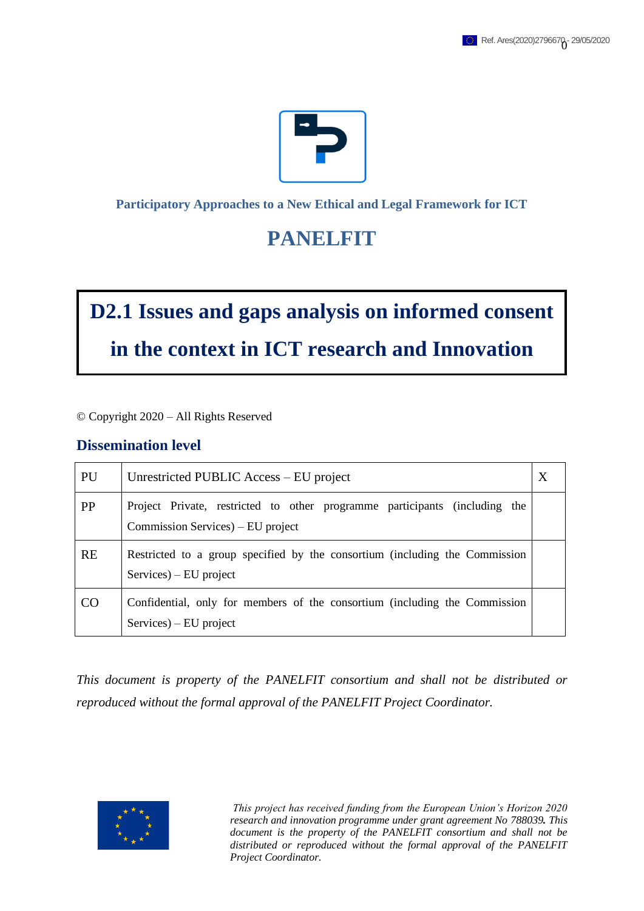Participatory Approaches to a New Ethical and Legal Framework for ICT

# PANELFIT

# D2.1 Issues and gaps analysis on informed consent in the context in ICT research and Innovation

© Copyright 2020 – All Rights Reserved

## Dissemination level

| | | |
|---|---|---|
| PU | Unrestricted PUBLIC Access – EU project | X |
| PP | Project Private, restricted to other programme participants (including the Commission Services) – EU project | |
| RE | Restricted to a group specified by the consortium (including the Commission Services) – EU project | |
| CO | Confidential, only for members of the consortium (including the Commission Services) – EU project | |

*This document is property of the PANELFIT consortium and shall not be distributed or reproduced without the formal approval of the PANELFIT Project Coordinator.*

*This project has received funding from the European Union's Horizon 2020 research and innovation programme under grant agreement No 788039. This document is the property of the PANELFIT consortium and shall not be distributed or reproduced without the formal approval of the PANELFIT Project Coordinator.*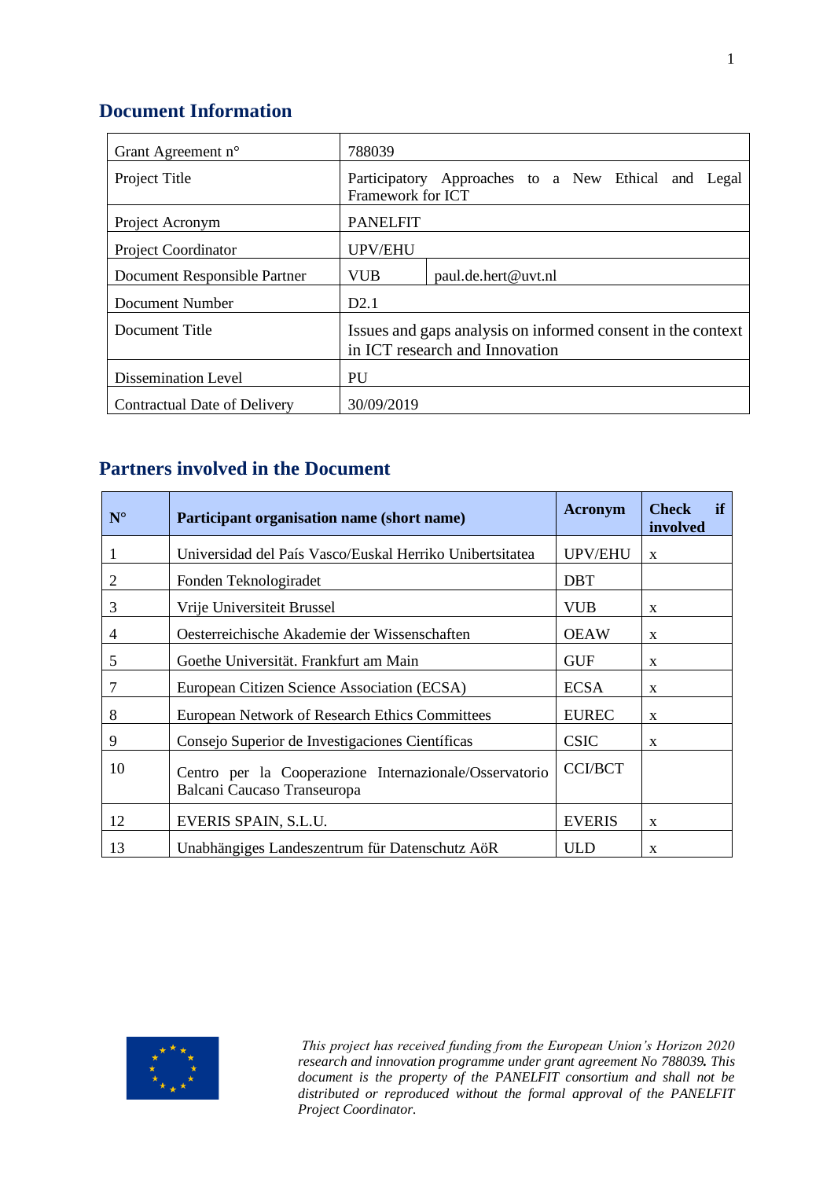## Document Information

| Grant Agreement n° | 788039 | |
|---|---|---|
| Project Title | Participatory Approaches to a New Ethical and Legal Framework for ICT | |
| Project Acronym | PANELFIT | |
| Project Coordinator | UPV/EHU | |
| Document Responsible Partner | VUB | paul.de.hert@uvt.nl |
| Document Number | D2.1 | |
| Document Title | Issues and gaps analysis on informed consent in the context in ICT research and Innovation | |
| Dissemination Level | PU | |
| Contractual Date of Delivery | 30/09/2019 | |

## Partners involved in the Document

| N° | Participant organisation name (short name) | Acronym | Check if involved |
|---|---|---|---|
| 1 | Universidad del País Vasco/Euskal Herriko Unibertsitatea | UPV/EHU | x |
| 2 | Fonden Teknologiradet | DBT | |
| 3 | Vrije Universiteit Brussel | VUB | x |
| 4 | Oesterreichische Akademie der Wissenschaften | OEAW | x |
| 5 | Goethe Universität. Frankfurt am Main | GUF | x |
| 7 | European Citizen Science Association (ECSA) | ECSA | x |
| 8 | European Network of Research Ethics Committees | EUREC | x |
| 9 | Consejo Superior de Investigaciones Científicas | CSIC | x |
| 10 | Centro per la Cooperazione Internazionale/Osservatorio Balcani Caucaso Transeuropa | CCI/BCT | |
| 12 | EVERIS SPAIN, S.L.U. | EVERIS | x |
| 13 | Unabhängiges Landeszentrum für Datenschutz AöR | ULD | x |

*This project has received funding from the European Union's Horizon 2020 research and innovation programme under grant agreement No 788039. This document is the property of the PANELFIT consortium and shall not be distributed or reproduced without the formal approval of the PANELFIT Project Coordinator.*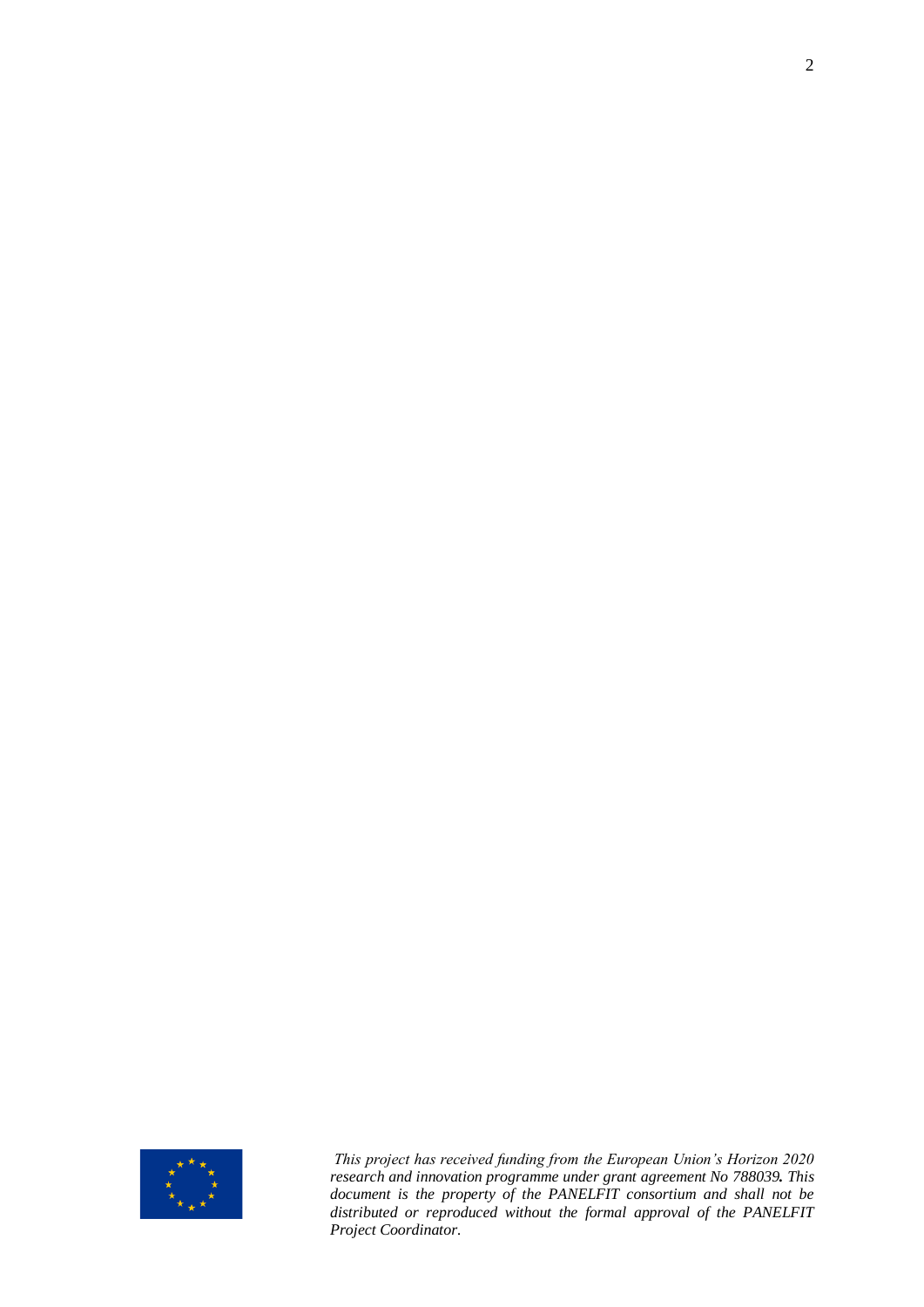*This project has received funding from the European Union's Horizon 2020 research and innovation programme under grant agreement No 788039. This document is the property of the PANELFIT consortium and shall not be distributed or reproduced without the formal approval of the PANELFIT Project Coordinator.*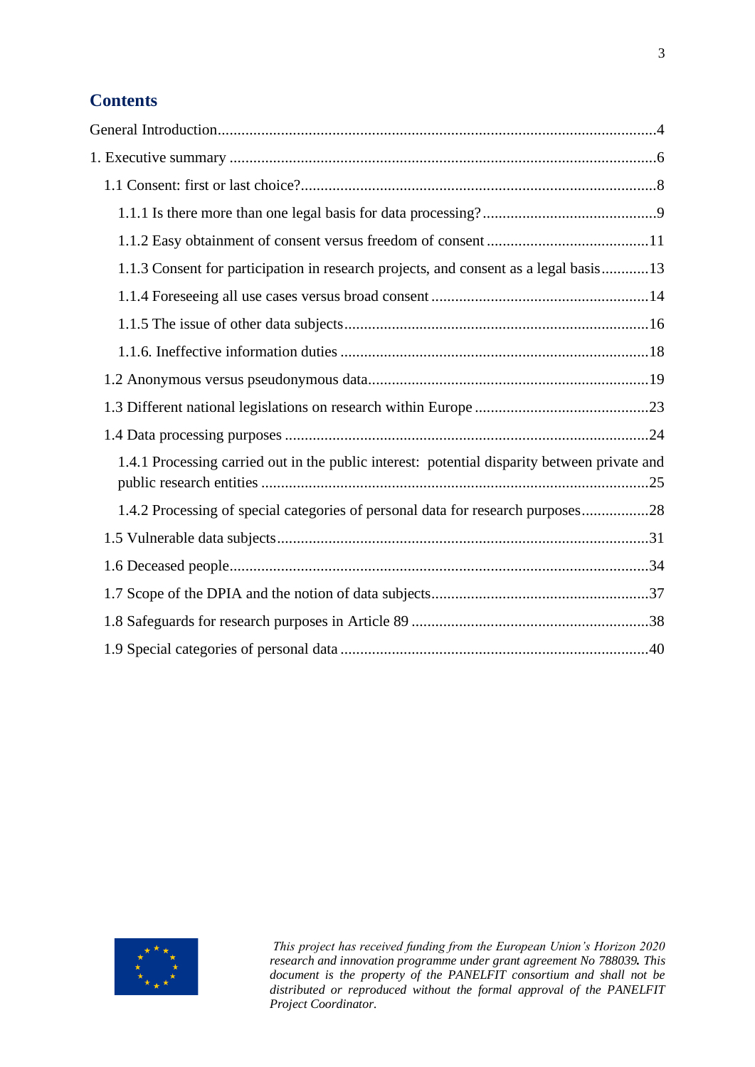# Contents

General Introduction....................................................................................................4

1. Executive summary ...................................................................................................6

 1.1 Consent: first or last choice?....................................................................................8

  1.1.1 Is there more than one legal basis for data processing? .......................................9

  1.1.2 Easy obtainment of consent versus freedom of consent ......................................11

  1.1.3 Consent for participation in research projects, and consent as a legal basis............13

  1.1.4 Foreseeing all use cases versus broad consent ...................................................14

  1.1.5 The issue of other data subjects.........................................................................16

  1.1.6. Ineffective information duties ..........................................................................18

 1.2 Anonymous versus pseudonymous data.................................................................19

 1.3 Different national legislations on research within Europe .......................................23

 1.4 Data processing purposes ......................................................................................24

  1.4.1 Processing carried out in the public interest: potential disparity between private and public research entities .............................................................................................25

  1.4.2 Processing of special categories of personal data for research purposes.................28

 1.5 Vulnerable data subjects........................................................................................31

 1.6 Deceased people....................................................................................................34

 1.7 Scope of the DPIA and the notion of data subjects..................................................37

 1.8 Safeguards for research purposes in Article 89 .......................................................38

 1.9 Special categories of personal data .........................................................................40

*This project has received funding from the European Union's Horizon 2020 research and innovation programme under grant agreement No 788039. This document is the property of the PANELFIT consortium and shall not be distributed or reproduced without the formal approval of the PANELFIT Project Coordinator.*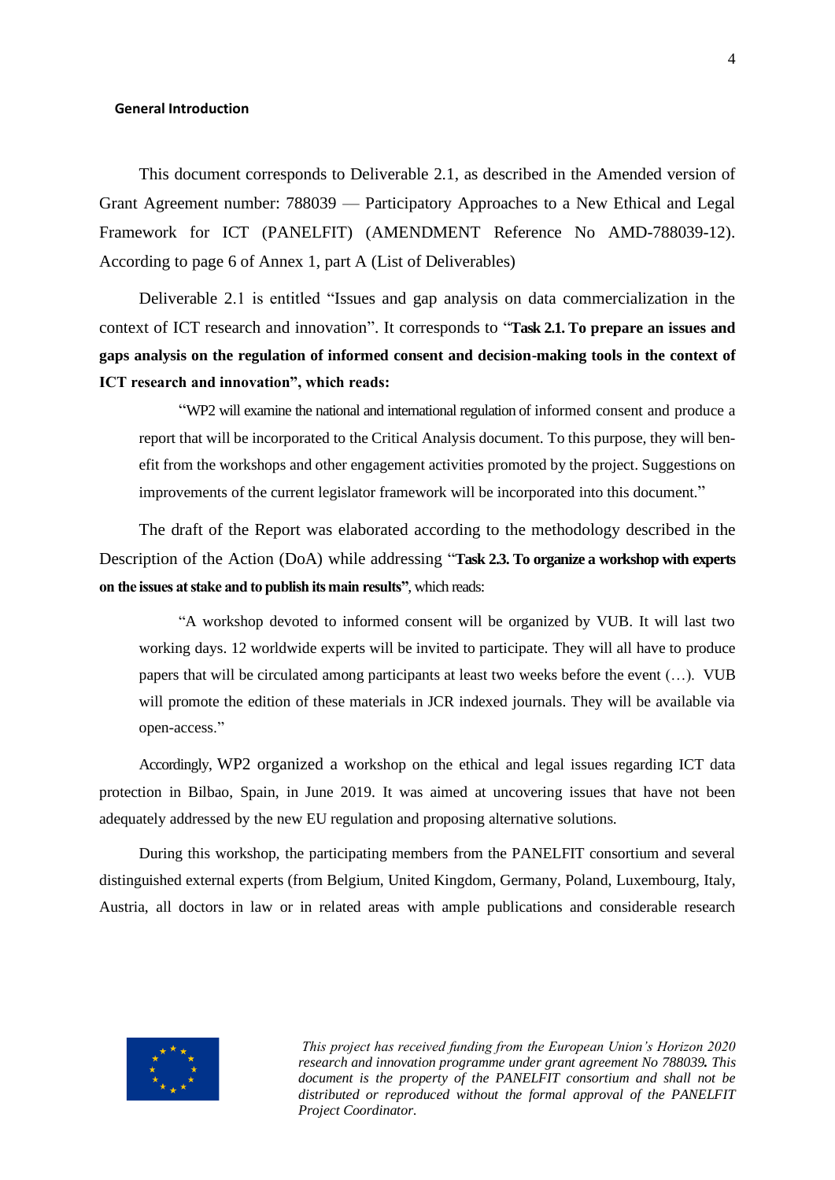## General Introduction

This document corresponds to Deliverable 2.1, as described in the Amended version of Grant Agreement number: 788039 — Participatory Approaches to a New Ethical and Legal Framework for ICT (PANELFIT) (AMENDMENT Reference No AMD-788039-12). According to page 6 of Annex 1, part A (List of Deliverables)

Deliverable 2.1 is entitled "Issues and gap analysis on data commercialization in the context of ICT research and innovation". It corresponds to "**Task 2.1. To prepare an issues and gaps analysis on the regulation of informed consent and decision-making tools in the context of ICT research and innovation", which reads:**

> "WP2 will examine the national and international regulation of informed consent and produce a report that will be incorporated to the Critical Analysis document. To this purpose, they will benefit from the workshops and other engagement activities promoted by the project. Suggestions on improvements of the current legislator framework will be incorporated into this document."

The draft of the Report was elaborated according to the methodology described in the Description of the Action (DoA) while addressing "**Task 2.3. To organize a workshop with experts on the issues at stake and to publish its main results"**, which reads:

> "A workshop devoted to informed consent will be organized by VUB. It will last two working days. 12 worldwide experts will be invited to participate. They will all have to produce papers that will be circulated among participants at least two weeks before the event (…). VUB will promote the edition of these materials in JCR indexed journals. They will be available via open-access."

Accordingly, WP2 organized a workshop on the ethical and legal issues regarding ICT data protection in Bilbao, Spain, in June 2019. It was aimed at uncovering issues that have not been adequately addressed by the new EU regulation and proposing alternative solutions.

During this workshop, the participating members from the PANELFIT consortium and several distinguished external experts (from Belgium, United Kingdom, Germany, Poland, Luxembourg, Italy, Austria, all doctors in law or in related areas with ample publications and considerable research

*This project has received funding from the European Union's Horizon 2020 research and innovation programme under grant agreement No 788039. This document is the property of the PANELFIT consortium and shall not be distributed or reproduced without the formal approval of the PANELFIT Project Coordinator.*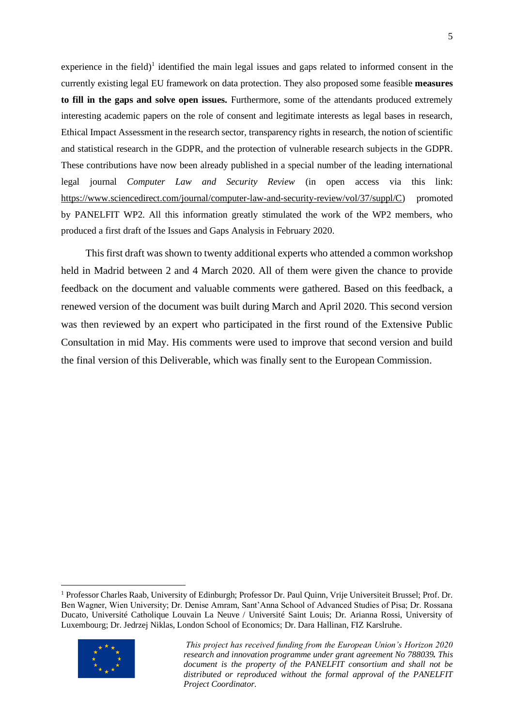experience in the field)[1] identified the main legal issues and gaps related to informed consent in the currently existing legal EU framework on data protection. They also proposed some feasible **measures to fill in the gaps and solve open issues.** Furthermore, some of the attendants produced extremely interesting academic papers on the role of consent and legitimate interests as legal bases in research, Ethical Impact Assessment in the research sector, transparency rights in research, the notion of scientific and statistical research in the GDPR, and the protection of vulnerable research subjects in the GDPR. These contributions have now been already published in a special number of the leading international legal journal *Computer Law and Security Review* (in open access via this link: https://www.sciencedirect.com/journal/computer-law-and-security-review/vol/37/suppl/C) promoted by PANELFIT WP2. All this information greatly stimulated the work of the WP2 members, who produced a first draft of the Issues and Gaps Analysis in February 2020.

This first draft was shown to twenty additional experts who attended a common workshop held in Madrid between 2 and 4 March 2020. All of them were given the chance to provide feedback on the document and valuable comments were gathered. Based on this feedback, a renewed version of the document was built during March and April 2020. This second version was then reviewed by an expert who participated in the first round of the Extensive Public Consultation in mid May. His comments were used to improve that second version and build the final version of this Deliverable, which was finally sent to the European Commission.

[1] Professor Charles Raab, University of Edinburgh; Professor Dr. Paul Quinn, Vrije Universiteit Brussel; Prof. Dr. Ben Wagner, Wien University; Dr. Denise Amram, Sant'Anna School of Advanced Studies of Pisa; Dr. Rossana Ducato, Université Catholique Louvain La Neuve / Université Saint Louis; Dr. Arianna Rossi, University of Luxembourg; Dr. Jedrzej Niklas, London School of Economics; Dr. Dara Hallinan, FIZ Karslruhe.

*This project has received funding from the European Union's Horizon 2020 research and innovation programme under grant agreement No 788039. This document is the property of the PANELFIT consortium and shall not be distributed or reproduced without the formal approval of the PANELFIT Project Coordinator.*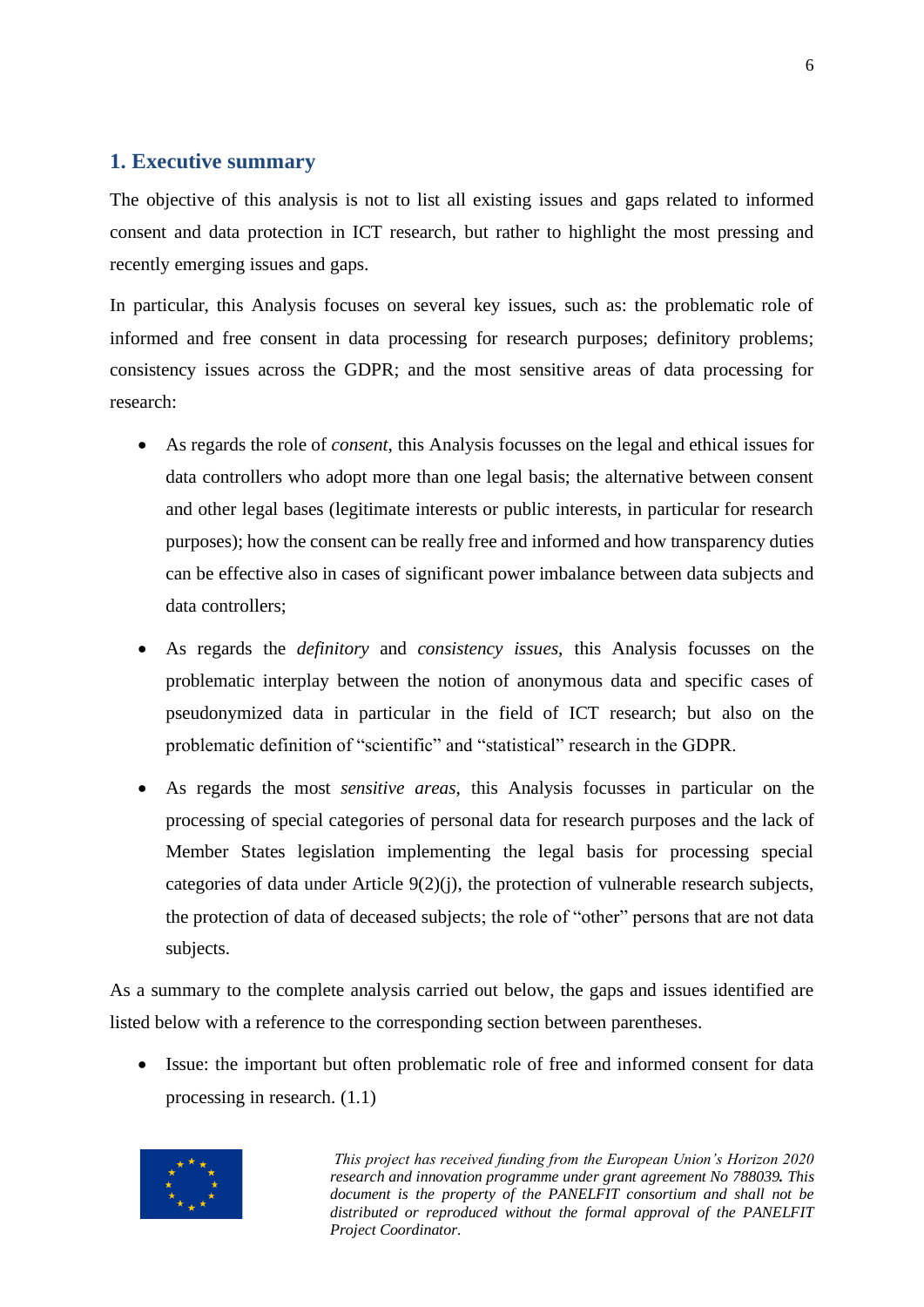## 1. Executive summary

The objective of this analysis is not to list all existing issues and gaps related to informed consent and data protection in ICT research, but rather to highlight the most pressing and recently emerging issues and gaps.

In particular, this Analysis focuses on several key issues, such as: the problematic role of informed and free consent in data processing for research purposes; definitory problems; consistency issues across the GDPR; and the most sensitive areas of data processing for research:

- As regards the role of *consent*, this Analysis focusses on the legal and ethical issues for data controllers who adopt more than one legal basis; the alternative between consent and other legal bases (legitimate interests or public interests, in particular for research purposes); how the consent can be really free and informed and how transparency duties can be effective also in cases of significant power imbalance between data subjects and data controllers;
- As regards the *definitory* and *consistency issues*, this Analysis focusses on the problematic interplay between the notion of anonymous data and specific cases of pseudonymized data in particular in the field of ICT research; but also on the problematic definition of "scientific" and "statistical" research in the GDPR.
- As regards the most *sensitive areas*, this Analysis focusses in particular on the processing of special categories of personal data for research purposes and the lack of Member States legislation implementing the legal basis for processing special categories of data under Article 9(2)(j), the protection of vulnerable research subjects, the protection of data of deceased subjects; the role of "other" persons that are not data subjects.

As a summary to the complete analysis carried out below, the gaps and issues identified are listed below with a reference to the corresponding section between parentheses.

- Issue: the important but often problematic role of free and informed consent for data processing in research. (1.1)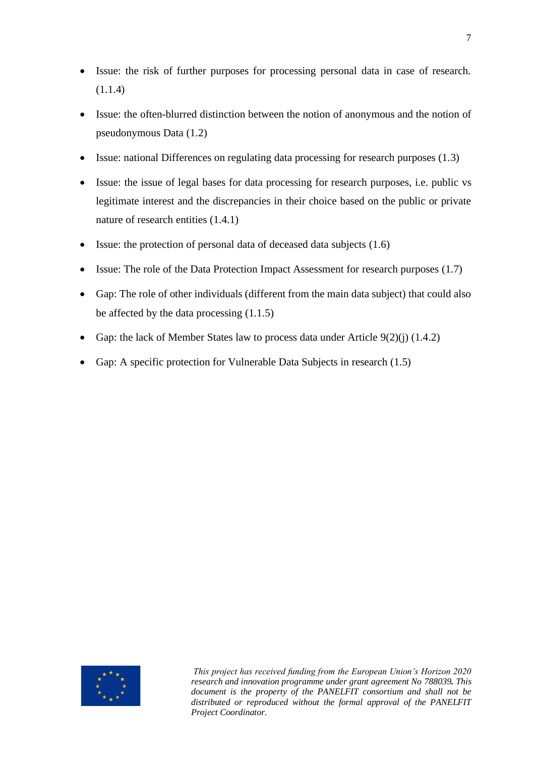- Issue: the risk of further purposes for processing personal data in case of research. (1.1.4)
- Issue: the often-blurred distinction between the notion of anonymous and the notion of pseudonymous Data (1.2)
- Issue: national Differences on regulating data processing for research purposes (1.3)
- Issue: the issue of legal bases for data processing for research purposes, i.e. public vs legitimate interest and the discrepancies in their choice based on the public or private nature of research entities (1.4.1)
- Issue: the protection of personal data of deceased data subjects (1.6)
- Issue: The role of the Data Protection Impact Assessment for research purposes (1.7)
- Gap: The role of other individuals (different from the main data subject) that could also be affected by the data processing (1.1.5)
- Gap: the lack of Member States law to process data under Article 9(2)(j) (1.4.2)
- Gap: A specific protection for Vulnerable Data Subjects in research (1.5)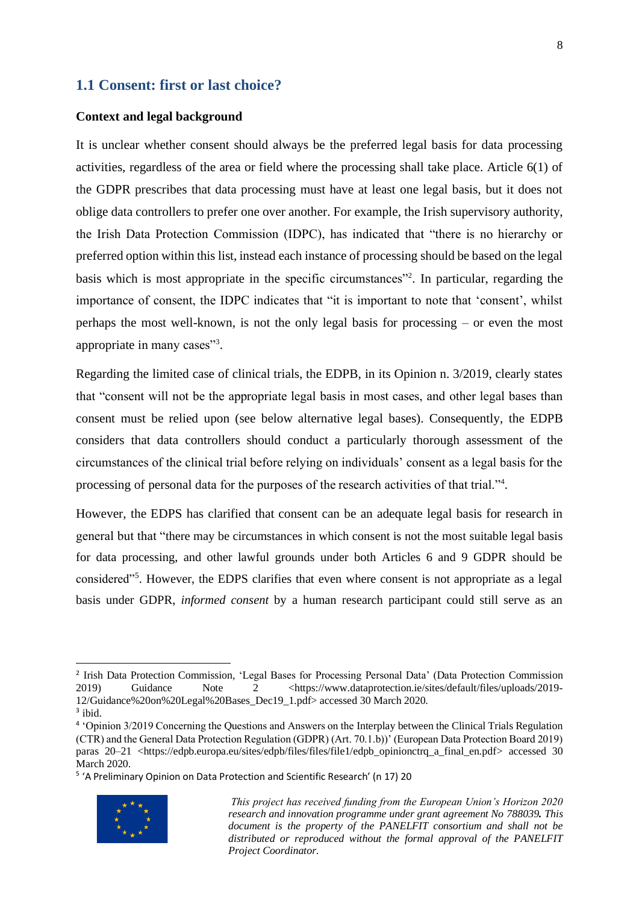## 1.1 Consent: first or last choice?

**Context and legal background**

It is unclear whether consent should always be the preferred legal basis for data processing activities, regardless of the area or field where the processing shall take place. Article 6(1) of the GDPR prescribes that data processing must have at least one legal basis, but it does not oblige data controllers to prefer one over another. For example, the Irish supervisory authority, the Irish Data Protection Commission (IDPC), has indicated that "there is no hierarchy or preferred option within this list, instead each instance of processing should be based on the legal basis which is most appropriate in the specific circumstances"[2]. In particular, regarding the importance of consent, the IDPC indicates that "it is important to note that 'consent', whilst perhaps the most well-known, is not the only legal basis for processing – or even the most appropriate in many cases"[3].

Regarding the limited case of clinical trials, the EDPB, in its Opinion n. 3/2019, clearly states that "consent will not be the appropriate legal basis in most cases, and other legal bases than consent must be relied upon (see below alternative legal bases). Consequently, the EDPB considers that data controllers should conduct a particularly thorough assessment of the circumstances of the clinical trial before relying on individuals' consent as a legal basis for the processing of personal data for the purposes of the research activities of that trial."[4].

However, the EDPS has clarified that consent can be an adequate legal basis for research in general but that "there may be circumstances in which consent is not the most suitable legal basis for data processing, and other lawful grounds under both Articles 6 and 9 GDPR should be considered"[5]. However, the EDPS clarifies that even where consent is not appropriate as a legal basis under GDPR, *informed consent* by a human research participant could still serve as an

---

[2] Irish Data Protection Commission, 'Legal Bases for Processing Personal Data' (Data Protection Commission 2019) Guidance Note 2 <https://www.dataprotection.ie/sites/default/files/uploads/2019-12/Guidance%20on%20Legal%20Bases_Dec19_1.pdf> accessed 30 March 2020.

[3] ibid.

[4] 'Opinion 3/2019 Concerning the Questions and Answers on the Interplay between the Clinical Trials Regulation (CTR) and the General Data Protection Regulation (GDPR) (Art. 70.1.b))' (European Data Protection Board 2019) paras 20–21 <https://edpb.europa.eu/sites/edpb/files/files/file1/edpb_opinionctrq_a_final_en.pdf> accessed 30 March 2020.

[5] 'A Preliminary Opinion on Data Protection and Scientific Research' (n 17) 20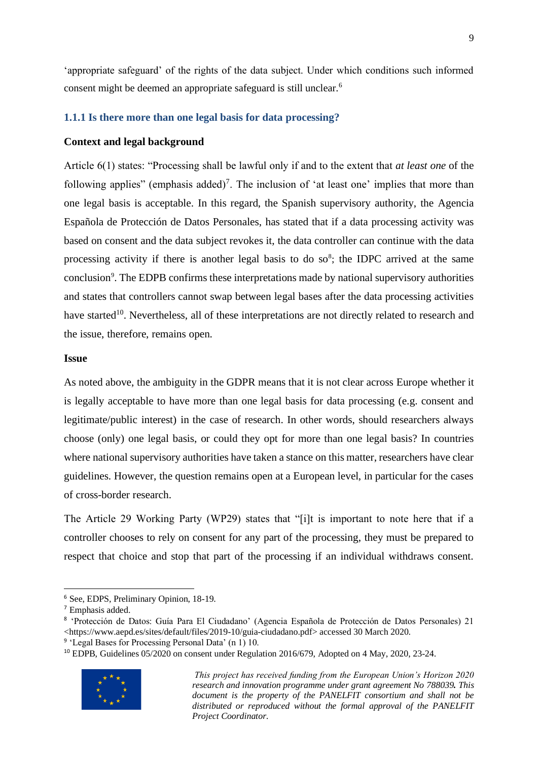'appropriate safeguard' of the rights of the data subject. Under which conditions such informed consent might be deemed an appropriate safeguard is still unclear.[6]

### 1.1.1 Is there more than one legal basis for data processing?

**Context and legal background**

Article 6(1) states: "Processing shall be lawful only if and to the extent that *at least one* of the following applies" (emphasis added)[7]. The inclusion of 'at least one' implies that more than one legal basis is acceptable. In this regard, the Spanish supervisory authority, the Agencia Española de Protección de Datos Personales, has stated that if a data processing activity was based on consent and the data subject revokes it, the data controller can continue with the data processing activity if there is another legal basis to do so[8]; the IDPC arrived at the same conclusion[9]. The EDPB confirms these interpretations made by national supervisory authorities and states that controllers cannot swap between legal bases after the data processing activities have started[10]. Nevertheless, all of these interpretations are not directly related to research and the issue, therefore, remains open.

**Issue**

As noted above, the ambiguity in the GDPR means that it is not clear across Europe whether it is legally acceptable to have more than one legal basis for data processing (e.g. consent and legitimate/public interest) in the case of research. In other words, should researchers always choose (only) one legal basis, or could they opt for more than one legal basis? In countries where national supervisory authorities have taken a stance on this matter, researchers have clear guidelines. However, the question remains open at a European level, in particular for the cases of cross-border research.

The Article 29 Working Party (WP29) states that "[i]t is important to note here that if a controller chooses to rely on consent for any part of the processing, they must be prepared to respect that choice and stop that part of the processing if an individual withdraws consent.

---

[6] See, EDPS, Preliminary Opinion, 18-19.

[7] Emphasis added.

[8] 'Protección de Datos: Guía Para El Ciudadano' (Agencia Española de Protección de Datos Personales) 21 <https://www.aepd.es/sites/default/files/2019-10/guia-ciudadano.pdf> accessed 30 March 2020.

[9] 'Legal Bases for Processing Personal Data' (n 1) 10.

[10] EDPB, Guidelines 05/2020 on consent under Regulation 2016/679, Adopted on 4 May, 2020, 23-24.

*This project has received funding from the European Union's Horizon 2020 research and innovation programme under grant agreement No 788039. This document is the property of the PANELFIT consortium and shall not be distributed or reproduced without the formal approval of the PANELFIT Project Coordinator.*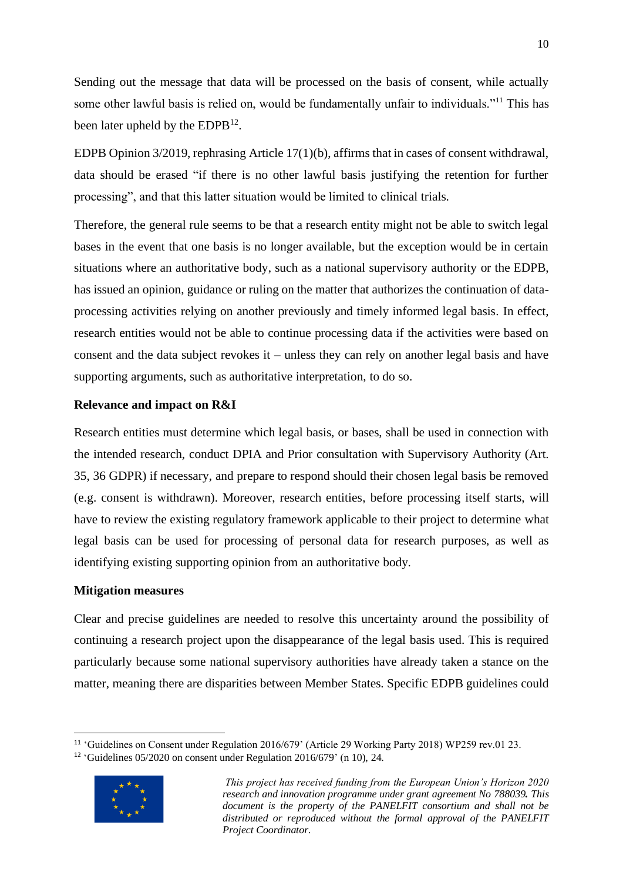Sending out the message that data will be processed on the basis of consent, while actually some other lawful basis is relied on, would be fundamentally unfair to individuals."[11] This has been later upheld by the EDPB[12].

EDPB Opinion 3/2019, rephrasing Article 17(1)(b), affirms that in cases of consent withdrawal, data should be erased "if there is no other lawful basis justifying the retention for further processing", and that this latter situation would be limited to clinical trials.

Therefore, the general rule seems to be that a research entity might not be able to switch legal bases in the event that one basis is no longer available, but the exception would be in certain situations where an authoritative body, such as a national supervisory authority or the EDPB, has issued an opinion, guidance or ruling on the matter that authorizes the continuation of data-processing activities relying on another previously and timely informed legal basis. In effect, research entities would not be able to continue processing data if the activities were based on consent and the data subject revokes it – unless they can rely on another legal basis and have supporting arguments, such as authoritative interpretation, to do so.

**Relevance and impact on R&I**

Research entities must determine which legal basis, or bases, shall be used in connection with the intended research, conduct DPIA and Prior consultation with Supervisory Authority (Art. 35, 36 GDPR) if necessary, and prepare to respond should their chosen legal basis be removed (e.g. consent is withdrawn). Moreover, research entities, before processing itself starts, will have to review the existing regulatory framework applicable to their project to determine what legal basis can be used for processing of personal data for research purposes, as well as identifying existing supporting opinion from an authoritative body.

**Mitigation measures**

Clear and precise guidelines are needed to resolve this uncertainty around the possibility of continuing a research project upon the disappearance of the legal basis used. This is required particularly because some national supervisory authorities have already taken a stance on the matter, meaning there are disparities between Member States. Specific EDPB guidelines could

---

[11] 'Guidelines on Consent under Regulation 2016/679' (Article 29 Working Party 2018) WP259 rev.01 23.

[12] 'Guidelines 05/2020 on consent under Regulation 2016/679' (n 10), 24.

*This project has received funding from the European Union's Horizon 2020 research and innovation programme under grant agreement No 788039. This document is the property of the PANELFIT consortium and shall not be distributed or reproduced without the formal approval of the PANELFIT Project Coordinator.*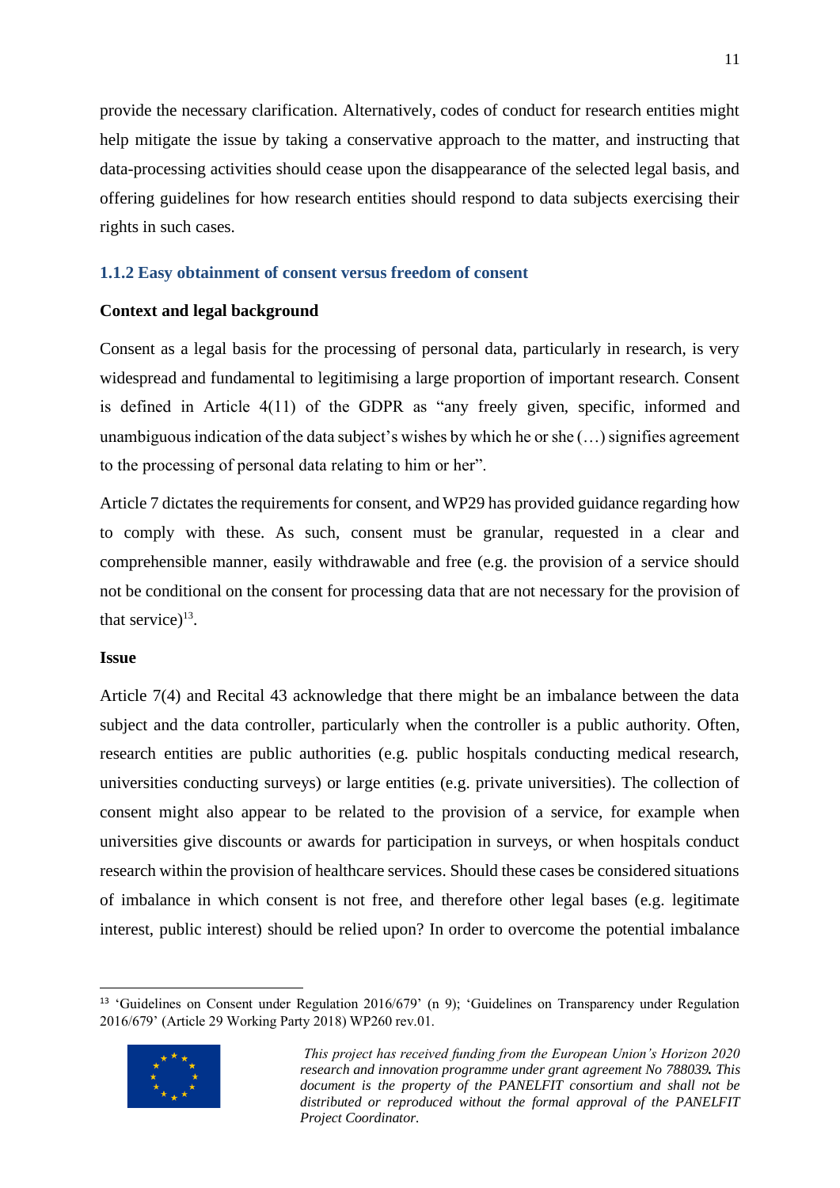provide the necessary clarification. Alternatively, codes of conduct for research entities might help mitigate the issue by taking a conservative approach to the matter, and instructing that data-processing activities should cease upon the disappearance of the selected legal basis, and offering guidelines for how research entities should respond to data subjects exercising their rights in such cases.

### 1.1.2 Easy obtainment of consent versus freedom of consent

**Context and legal background**

Consent as a legal basis for the processing of personal data, particularly in research, is very widespread and fundamental to legitimising a large proportion of important research. Consent is defined in Article 4(11) of the GDPR as "any freely given, specific, informed and unambiguous indication of the data subject's wishes by which he or she (…) signifies agreement to the processing of personal data relating to him or her".

Article 7 dictates the requirements for consent, and WP29 has provided guidance regarding how to comply with these. As such, consent must be granular, requested in a clear and comprehensible manner, easily withdrawable and free (e.g. the provision of a service should not be conditional on the consent for processing data that are not necessary for the provision of that service)[13].

**Issue**

Article 7(4) and Recital 43 acknowledge that there might be an imbalance between the data subject and the data controller, particularly when the controller is a public authority. Often, research entities are public authorities (e.g. public hospitals conducting medical research, universities conducting surveys) or large entities (e.g. private universities). The collection of consent might also appear to be related to the provision of a service, for example when universities give discounts or awards for participation in surveys, or when hospitals conduct research within the provision of healthcare services. Should these cases be considered situations of imbalance in which consent is not free, and therefore other legal bases (e.g. legitimate interest, public interest) should be relied upon? In order to overcome the potential imbalance

---

[13] 'Guidelines on Consent under Regulation 2016/679' (n 9); 'Guidelines on Transparency under Regulation 2016/679' (Article 29 Working Party 2018) WP260 rev.01.

*This project has received funding from the European Union's Horizon 2020 research and innovation programme under grant agreement No 788039. This document is the property of the PANELFIT consortium and shall not be distributed or reproduced without the formal approval of the PANELFIT Project Coordinator.*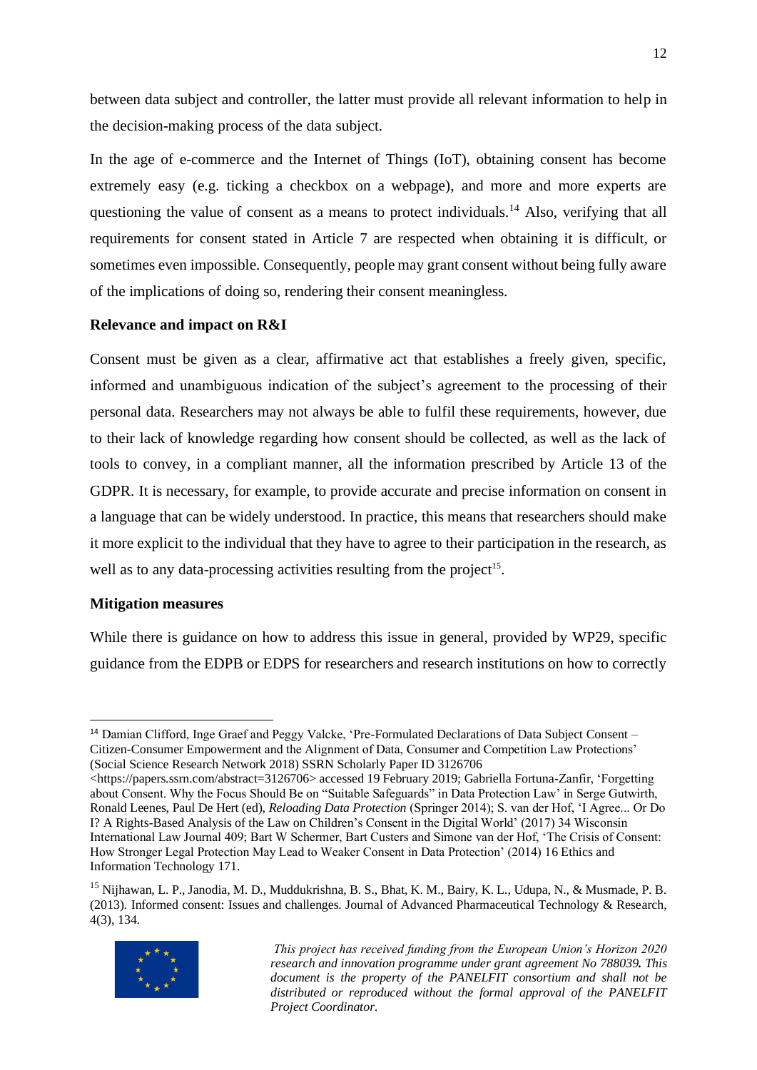between data subject and controller, the latter must provide all relevant information to help in the decision-making process of the data subject.

In the age of e-commerce and the Internet of Things (IoT), obtaining consent has become extremely easy (e.g. ticking a checkbox on a webpage), and more and more experts are questioning the value of consent as a means to protect individuals.[14] Also, verifying that all requirements for consent stated in Article 7 are respected when obtaining it is difficult, or sometimes even impossible. Consequently, people may grant consent without being fully aware of the implications of doing so, rendering their consent meaningless.

**Relevance and impact on R&I**

Consent must be given as a clear, affirmative act that establishes a freely given, specific, informed and unambiguous indication of the subject's agreement to the processing of their personal data. Researchers may not always be able to fulfil these requirements, however, due to their lack of knowledge regarding how consent should be collected, as well as the lack of tools to convey, in a compliant manner, all the information prescribed by Article 13 of the GDPR. It is necessary, for example, to provide accurate and precise information on consent in a language that can be widely understood. In practice, this means that researchers should make it more explicit to the individual that they have to agree to their participation in the research, as well as to any data-processing activities resulting from the project[15].

**Mitigation measures**

While there is guidance on how to address this issue in general, provided by WP29, specific guidance from the EDPB or EDPS for researchers and research institutions on how to correctly

---

[14] Damian Clifford, Inge Graef and Peggy Valcke, 'Pre-Formulated Declarations of Data Subject Consent – Citizen-Consumer Empowerment and the Alignment of Data, Consumer and Competition Law Protections' (Social Science Research Network 2018) SSRN Scholarly Paper ID 3126706 <https://papers.ssrn.com/abstract=3126706> accessed 19 February 2019; Gabriella Fortuna-Zanfir, 'Forgetting about Consent. Why the Focus Should Be on "Suitable Safeguards" in Data Protection Law' in Serge Gutwirth, Ronald Leenes, Paul De Hert (ed), *Reloading Data Protection* (Springer 2014); S. van der Hof, 'I Agree... Or Do I? A Rights-Based Analysis of the Law on Children's Consent in the Digital World' (2017) 34 Wisconsin International Law Journal 409; Bart W Schermer, Bart Custers and Simone van der Hof, 'The Crisis of Consent: How Stronger Legal Protection May Lead to Weaker Consent in Data Protection' (2014) 16 Ethics and Information Technology 171.

[15] Nijhawan, L. P., Janodia, M. D., Muddukrishna, B. S., Bhat, K. M., Bairy, K. L., Udupa, N., & Musmade, P. B. (2013). Informed consent: Issues and challenges. Journal of Advanced Pharmaceutical Technology & Research, 4(3), 134.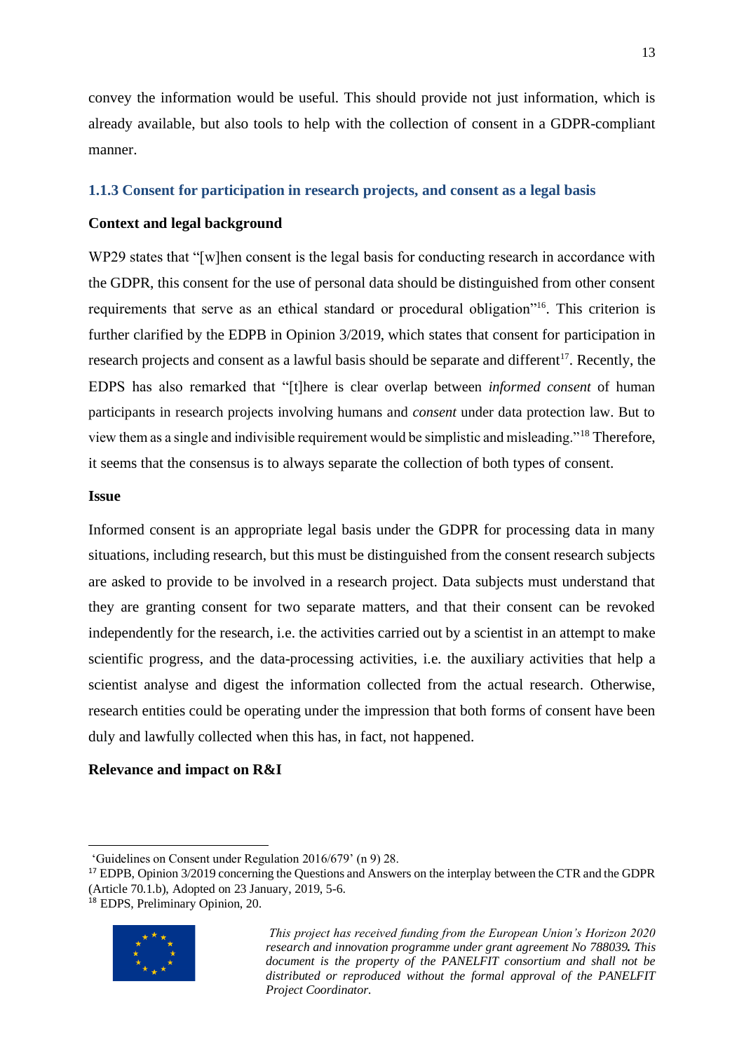convey the information would be useful. This should provide not just information, which is already available, but also tools to help with the collection of consent in a GDPR-compliant manner.

### 1.1.3 Consent for participation in research projects, and consent as a legal basis

**Context and legal background**

WP29 states that "[w]hen consent is the legal basis for conducting research in accordance with the GDPR, this consent for the use of personal data should be distinguished from other consent requirements that serve as an ethical standard or procedural obligation"[16]. This criterion is further clarified by the EDPB in Opinion 3/2019, which states that consent for participation in research projects and consent as a lawful basis should be separate and different[17]. Recently, the EDPS has also remarked that "[t]here is clear overlap between *informed consent* of human participants in research projects involving humans and *consent* under data protection law. But to view them as a single and indivisible requirement would be simplistic and misleading."[18] Therefore, it seems that the consensus is to always separate the collection of both types of consent.

**Issue**

Informed consent is an appropriate legal basis under the GDPR for processing data in many situations, including research, but this must be distinguished from the consent research subjects are asked to provide to be involved in a research project. Data subjects must understand that they are granting consent for two separate matters, and that their consent can be revoked independently for the research, i.e. the activities carried out by a scientist in an attempt to make scientific progress, and the data-processing activities, i.e. the auxiliary activities that help a scientist analyse and digest the information collected from the actual research. Otherwise, research entities could be operating under the impression that both forms of consent have been duly and lawfully collected when this has, in fact, not happened.

**Relevance and impact on R&I**

---

'Guidelines on Consent under Regulation 2016/679' (n 9) 28.

[17] EDPB, Opinion 3/2019 concerning the Questions and Answers on the interplay between the CTR and the GDPR (Article 70.1.b), Adopted on 23 January, 2019, 5-6.

[18] EDPS, Preliminary Opinion, 20.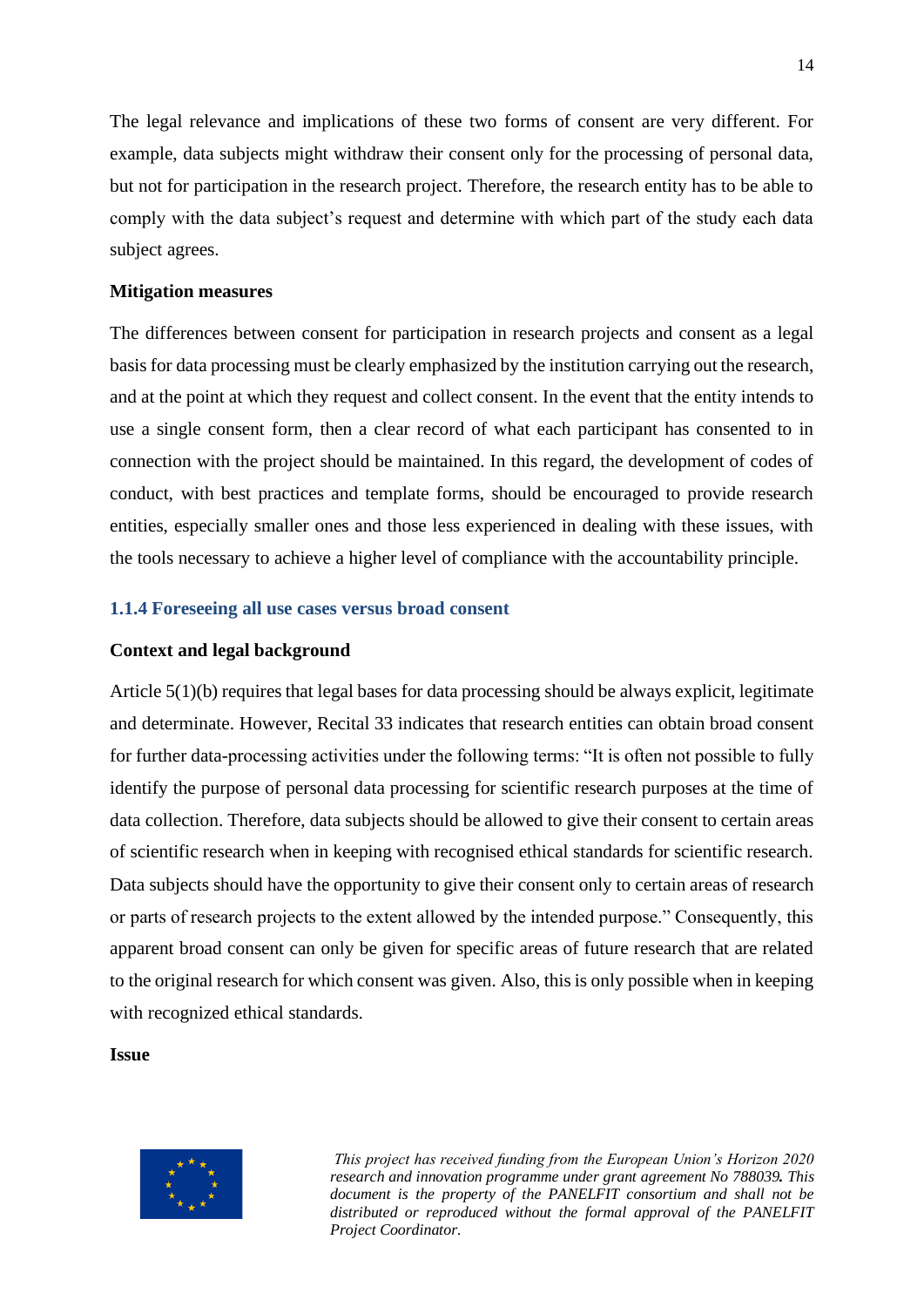The legal relevance and implications of these two forms of consent are very different. For example, data subjects might withdraw their consent only for the processing of personal data, but not for participation in the research project. Therefore, the research entity has to be able to comply with the data subject's request and determine with which part of the study each data subject agrees.

**Mitigation measures**

The differences between consent for participation in research projects and consent as a legal basis for data processing must be clearly emphasized by the institution carrying out the research, and at the point at which they request and collect consent. In the event that the entity intends to use a single consent form, then a clear record of what each participant has consented to in connection with the project should be maintained. In this regard, the development of codes of conduct, with best practices and template forms, should be encouraged to provide research entities, especially smaller ones and those less experienced in dealing with these issues, with the tools necessary to achieve a higher level of compliance with the accountability principle.

### 1.1.4 Foreseeing all use cases versus broad consent

**Context and legal background**

Article 5(1)(b) requires that legal bases for data processing should be always explicit, legitimate and determinate. However, Recital 33 indicates that research entities can obtain broad consent for further data-processing activities under the following terms: "It is often not possible to fully identify the purpose of personal data processing for scientific research purposes at the time of data collection. Therefore, data subjects should be allowed to give their consent to certain areas of scientific research when in keeping with recognised ethical standards for scientific research. Data subjects should have the opportunity to give their consent only to certain areas of research or parts of research projects to the extent allowed by the intended purpose." Consequently, this apparent broad consent can only be given for specific areas of future research that are related to the original research for which consent was given. Also, this is only possible when in keeping with recognized ethical standards.

**Issue**

*This project has received funding from the European Union's Horizon 2020 research and innovation programme under grant agreement No 788039. This document is the property of the PANELFIT consortium and shall not be distributed or reproduced without the formal approval of the PANELFIT Project Coordinator.*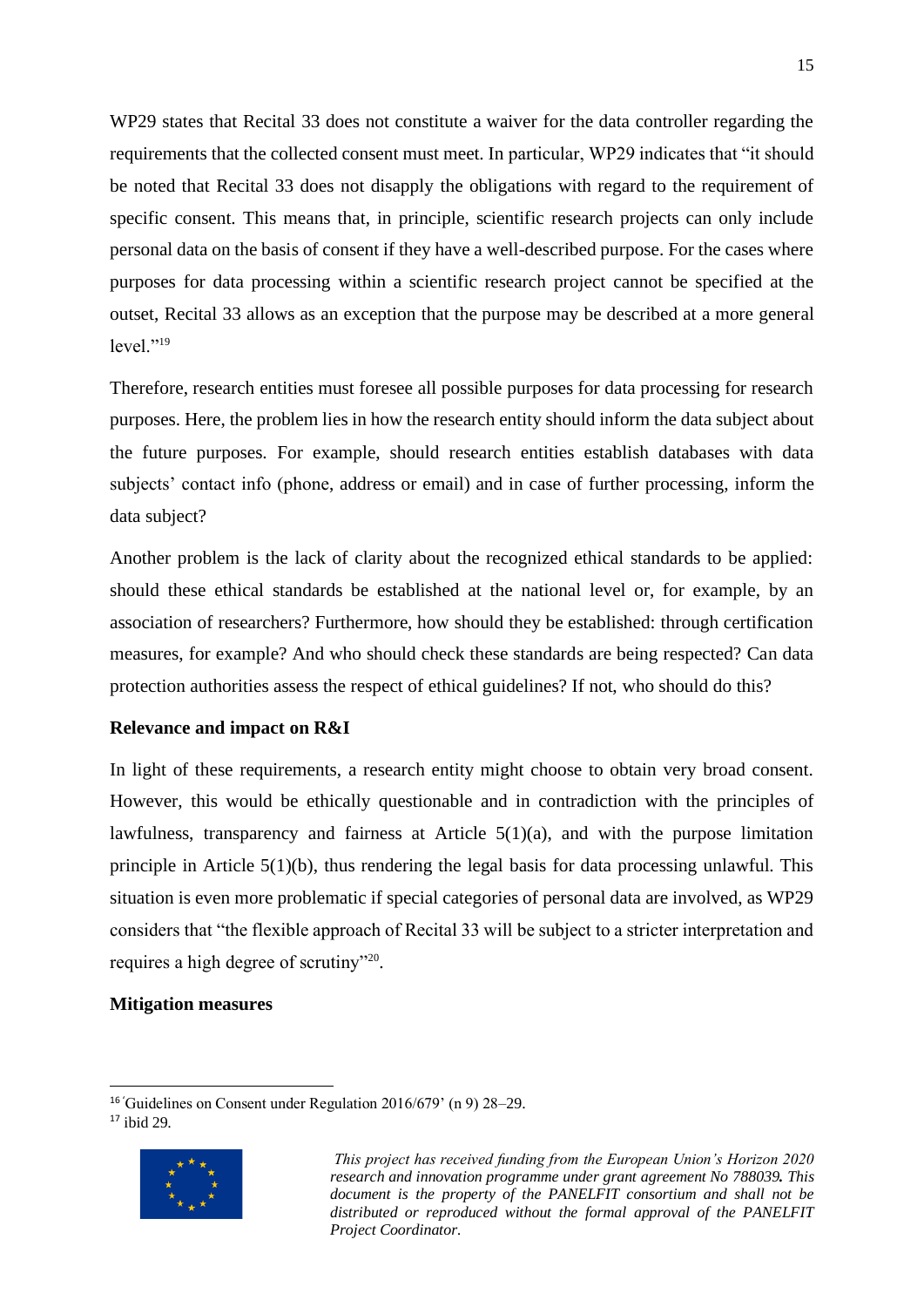WP29 states that Recital 33 does not constitute a waiver for the data controller regarding the requirements that the collected consent must meet. In particular, WP29 indicates that "it should be noted that Recital 33 does not disapply the obligations with regard to the requirement of specific consent. This means that, in principle, scientific research projects can only include personal data on the basis of consent if they have a well-described purpose. For the cases where purposes for data processing within a scientific research project cannot be specified at the outset, Recital 33 allows as an exception that the purpose may be described at a more general level."[19]

Therefore, research entities must foresee all possible purposes for data processing for research purposes. Here, the problem lies in how the research entity should inform the data subject about the future purposes. For example, should research entities establish databases with data subjects' contact info (phone, address or email) and in case of further processing, inform the data subject?

Another problem is the lack of clarity about the recognized ethical standards to be applied: should these ethical standards be established at the national level or, for example, by an association of researchers? Furthermore, how should they be established: through certification measures, for example? And who should check these standards are being respected? Can data protection authorities assess the respect of ethical guidelines? If not, who should do this?

**Relevance and impact on R&I**

In light of these requirements, a research entity might choose to obtain very broad consent. However, this would be ethically questionable and in contradiction with the principles of lawfulness, transparency and fairness at Article 5(1)(a), and with the purpose limitation principle in Article 5(1)(b), thus rendering the legal basis for data processing unlawful. This situation is even more problematic if special categories of personal data are involved, as WP29 considers that "the flexible approach of Recital 33 will be subject to a stricter interpretation and requires a high degree of scrutiny"[20].

**Mitigation measures**

---

[16] 'Guidelines on Consent under Regulation 2016/679' (n 9) 28–29.

[17] ibid 29.

*This project has received funding from the European Union's Horizon 2020 research and innovation programme under grant agreement No 788039. This document is the property of the PANELFIT consortium and shall not be distributed or reproduced without the formal approval of the PANELFIT Project Coordinator.*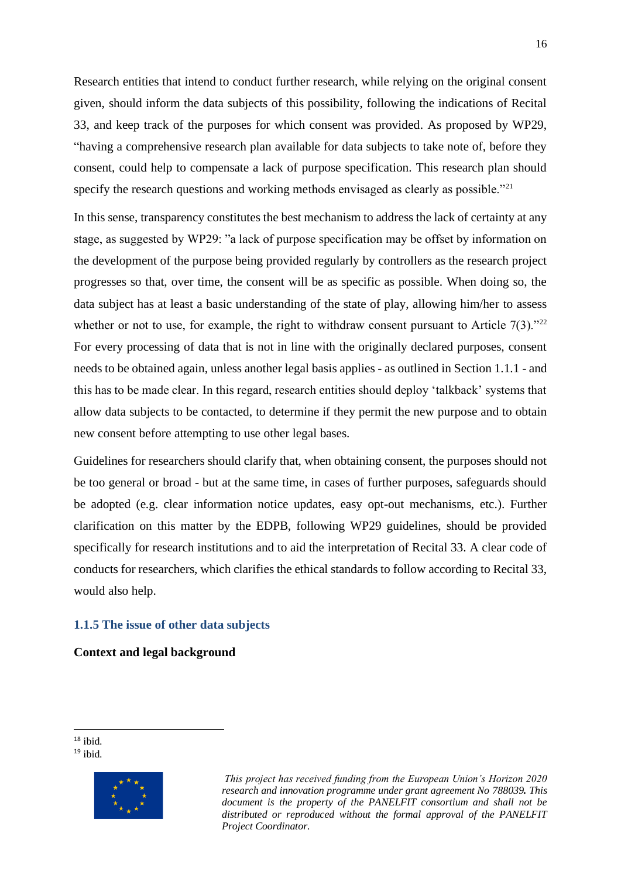Research entities that intend to conduct further research, while relying on the original consent given, should inform the data subjects of this possibility, following the indications of Recital 33, and keep track of the purposes for which consent was provided. As proposed by WP29, "having a comprehensive research plan available for data subjects to take note of, before they consent, could help to compensate a lack of purpose specification. This research plan should specify the research questions and working methods envisaged as clearly as possible."[21]

In this sense, transparency constitutes the best mechanism to address the lack of certainty at any stage, as suggested by WP29: "a lack of purpose specification may be offset by information on the development of the purpose being provided regularly by controllers as the research project progresses so that, over time, the consent will be as specific as possible. When doing so, the data subject has at least a basic understanding of the state of play, allowing him/her to assess whether or not to use, for example, the right to withdraw consent pursuant to Article 7(3)."[22] For every processing of data that is not in line with the originally declared purposes, consent needs to be obtained again, unless another legal basis applies - as outlined in Section 1.1.1 - and this has to be made clear. In this regard, research entities should deploy 'talkback' systems that allow data subjects to be contacted, to determine if they permit the new purpose and to obtain new consent before attempting to use other legal bases.

Guidelines for researchers should clarify that, when obtaining consent, the purposes should not be too general or broad - but at the same time, in cases of further purposes, safeguards should be adopted (e.g. clear information notice updates, easy opt-out mechanisms, etc.). Further clarification on this matter by the EDPB, following WP29 guidelines, should be provided specifically for research institutions and to aid the interpretation of Recital 33. A clear code of conducts for researchers, which clarifies the ethical standards to follow according to Recital 33, would also help.

### 1.1.5 The issue of other data subjects

**Context and legal background**

[18] ibid.
[19] ibid.

*This project has received funding from the European Union's Horizon 2020 research and innovation programme under grant agreement No 788039. This document is the property of the PANELFIT consortium and shall not be distributed or reproduced without the formal approval of the PANELFIT Project Coordinator.*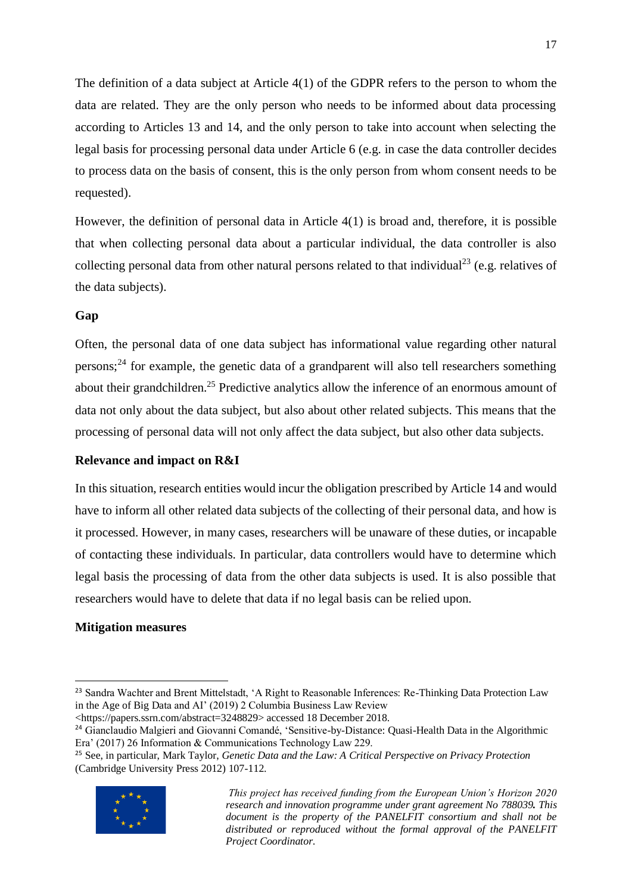The definition of a data subject at Article 4(1) of the GDPR refers to the person to whom the data are related. They are the only person who needs to be informed about data processing according to Articles 13 and 14, and the only person to take into account when selecting the legal basis for processing personal data under Article 6 (e.g. in case the data controller decides to process data on the basis of consent, this is the only person from whom consent needs to be requested).

However, the definition of personal data in Article 4(1) is broad and, therefore, it is possible that when collecting personal data about a particular individual, the data controller is also collecting personal data from other natural persons related to that individual[23] (e.g. relatives of the data subjects).

**Gap**

Often, the personal data of one data subject has informational value regarding other natural persons;[24] for example, the genetic data of a grandparent will also tell researchers something about their grandchildren.[25] Predictive analytics allow the inference of an enormous amount of data not only about the data subject, but also about other related subjects. This means that the processing of personal data will not only affect the data subject, but also other data subjects.

**Relevance and impact on R&I**

In this situation, research entities would incur the obligation prescribed by Article 14 and would have to inform all other related data subjects of the collecting of their personal data, and how is it processed. However, in many cases, researchers will be unaware of these duties, or incapable of contacting these individuals. In particular, data controllers would have to determine which legal basis the processing of data from the other data subjects is used. It is also possible that researchers would have to delete that data if no legal basis can be relied upon.

**Mitigation measures**

---

[23] Sandra Wachter and Brent Mittelstadt, 'A Right to Reasonable Inferences: Re-Thinking Data Protection Law in the Age of Big Data and AI' (2019) 2 Columbia Business Law Review <https://papers.ssrn.com/abstract=3248829> accessed 18 December 2018.

[24] Gianclaudio Malgieri and Giovanni Comandé, 'Sensitive-by-Distance: Quasi-Health Data in the Algorithmic Era' (2017) 26 Information & Communications Technology Law 229.

[25] See, in particular, Mark Taylor, *Genetic Data and the Law: A Critical Perspective on Privacy Protection* (Cambridge University Press 2012) 107-112.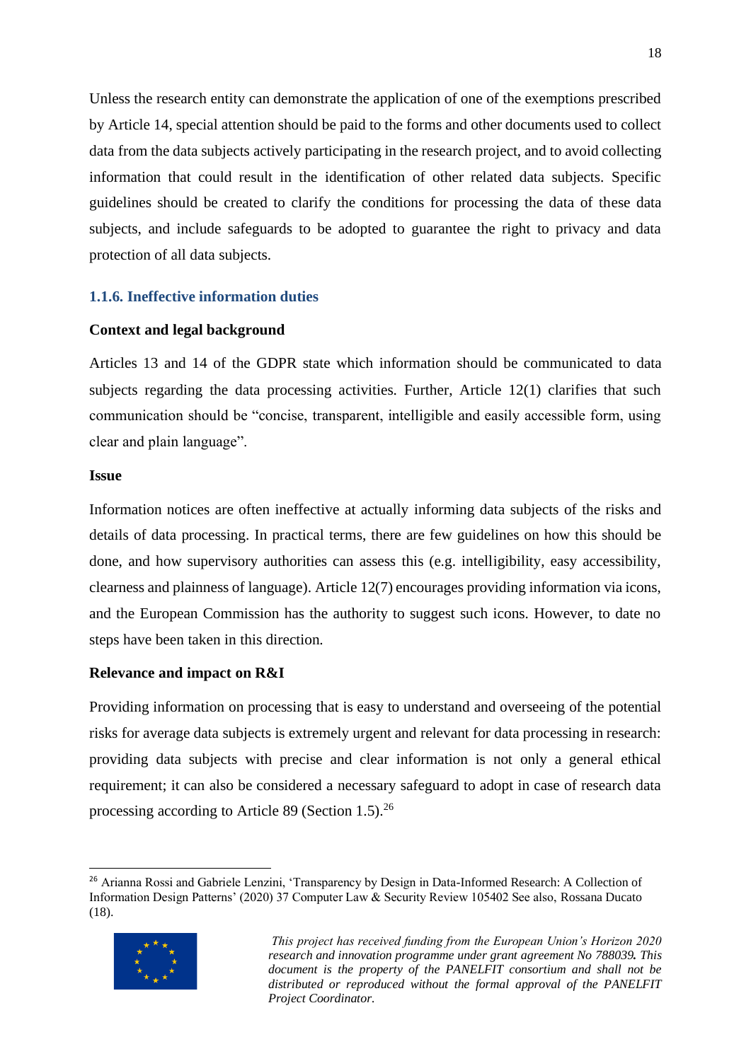Unless the research entity can demonstrate the application of one of the exemptions prescribed by Article 14, special attention should be paid to the forms and other documents used to collect data from the data subjects actively participating in the research project, and to avoid collecting information that could result in the identification of other related data subjects. Specific guidelines should be created to clarify the conditions for processing the data of these data subjects, and include safeguards to be adopted to guarantee the right to privacy and data protection of all data subjects.

### 1.1.6. Ineffective information duties

**Context and legal background**

Articles 13 and 14 of the GDPR state which information should be communicated to data subjects regarding the data processing activities. Further, Article 12(1) clarifies that such communication should be "concise, transparent, intelligible and easily accessible form, using clear and plain language".

**Issue**

Information notices are often ineffective at actually informing data subjects of the risks and details of data processing. In practical terms, there are few guidelines on how this should be done, and how supervisory authorities can assess this (e.g. intelligibility, easy accessibility, clearness and plainness of language). Article 12(7) encourages providing information via icons, and the European Commission has the authority to suggest such icons. However, to date no steps have been taken in this direction.

**Relevance and impact on R&I**

Providing information on processing that is easy to understand and overseeing of the potential risks for average data subjects is extremely urgent and relevant for data processing in research: providing data subjects with precise and clear information is not only a general ethical requirement; it can also be considered a necessary safeguard to adopt in case of research data processing according to Article 89 (Section 1.5).[26]

---

[26] Arianna Rossi and Gabriele Lenzini, 'Transparency by Design in Data-Informed Research: A Collection of Information Design Patterns' (2020) 37 Computer Law & Security Review 105402 See also, Rossana Ducato (18).

*This project has received funding from the European Union's Horizon 2020 research and innovation programme under grant agreement No 788039. This document is the property of the PANELFIT consortium and shall not be distributed or reproduced without the formal approval of the PANELFIT Project Coordinator.*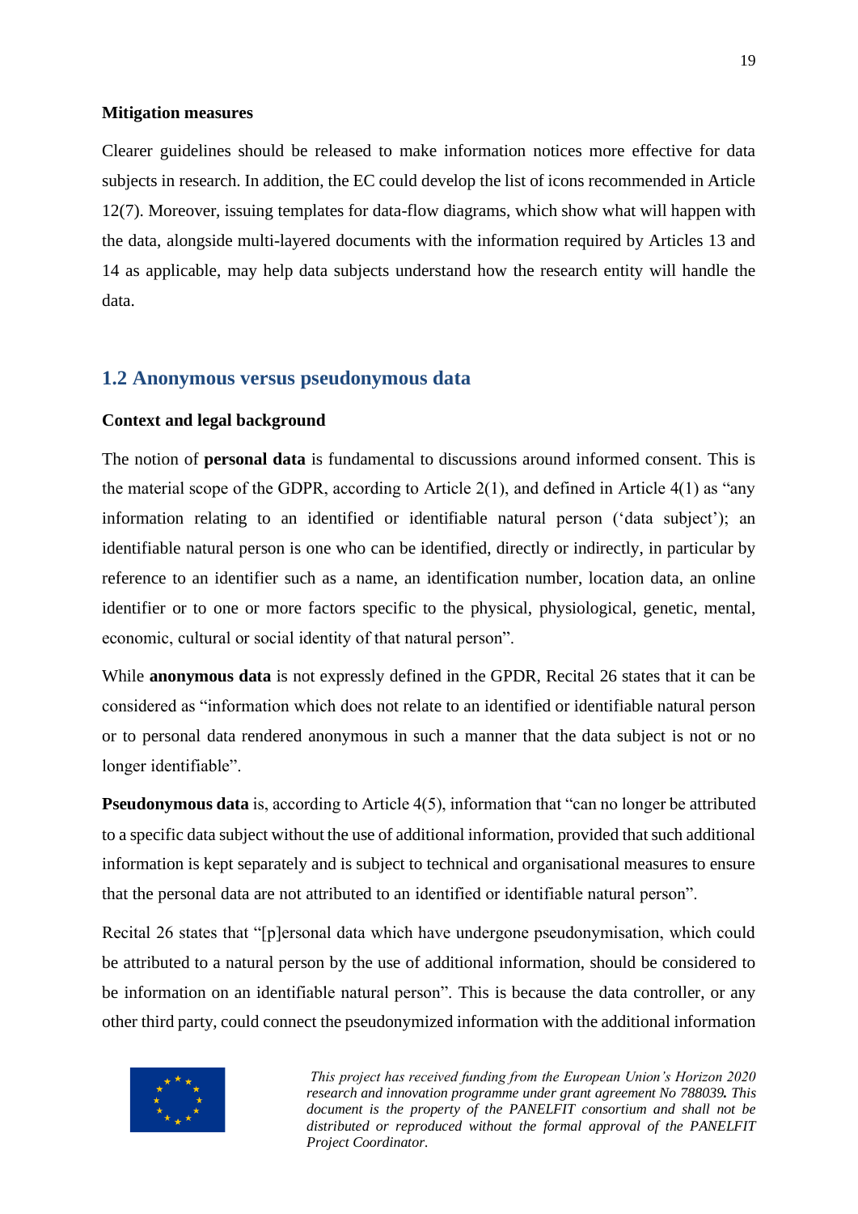**Mitigation measures**

Clearer guidelines should be released to make information notices more effective for data subjects in research. In addition, the EC could develop the list of icons recommended in Article 12(7). Moreover, issuing templates for data-flow diagrams, which show what will happen with the data, alongside multi-layered documents with the information required by Articles 13 and 14 as applicable, may help data subjects understand how the research entity will handle the data.

## 1.2 Anonymous versus pseudonymous data

**Context and legal background**

The notion of **personal data** is fundamental to discussions around informed consent. This is the material scope of the GDPR, according to Article 2(1), and defined in Article 4(1) as "any information relating to an identified or identifiable natural person ('data subject'); an identifiable natural person is one who can be identified, directly or indirectly, in particular by reference to an identifier such as a name, an identification number, location data, an online identifier or to one or more factors specific to the physical, physiological, genetic, mental, economic, cultural or social identity of that natural person".

While **anonymous data** is not expressly defined in the GPDR, Recital 26 states that it can be considered as "information which does not relate to an identified or identifiable natural person or to personal data rendered anonymous in such a manner that the data subject is not or no longer identifiable".

**Pseudonymous data** is, according to Article 4(5), information that "can no longer be attributed to a specific data subject without the use of additional information, provided that such additional information is kept separately and is subject to technical and organisational measures to ensure that the personal data are not attributed to an identified or identifiable natural person".

Recital 26 states that "[p]ersonal data which have undergone pseudonymisation, which could be attributed to a natural person by the use of additional information, should be considered to be information on an identifiable natural person". This is because the data controller, or any other third party, could connect the pseudonymized information with the additional information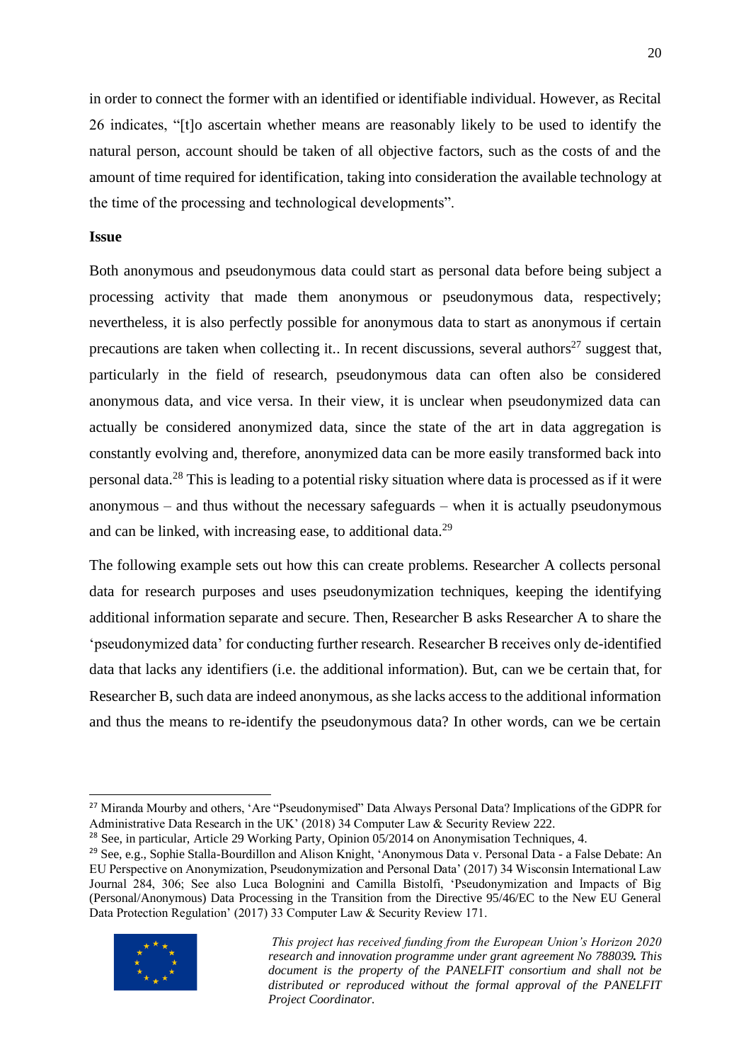in order to connect the former with an identified or identifiable individual. However, as Recital 26 indicates, "[t]o ascertain whether means are reasonably likely to be used to identify the natural person, account should be taken of all objective factors, such as the costs of and the amount of time required for identification, taking into consideration the available technology at the time of the processing and technological developments".

**Issue**

Both anonymous and pseudonymous data could start as personal data before being subject a processing activity that made them anonymous or pseudonymous data, respectively; nevertheless, it is also perfectly possible for anonymous data to start as anonymous if certain precautions are taken when collecting it.. In recent discussions, several authors[27] suggest that, particularly in the field of research, pseudonymous data can often also be considered anonymous data, and vice versa. In their view, it is unclear when pseudonymized data can actually be considered anonymized data, since the state of the art in data aggregation is constantly evolving and, therefore, anonymized data can be more easily transformed back into personal data.[28] This is leading to a potential risky situation where data is processed as if it were anonymous – and thus without the necessary safeguards – when it is actually pseudonymous and can be linked, with increasing ease, to additional data.[29]

The following example sets out how this can create problems. Researcher A collects personal data for research purposes and uses pseudonymization techniques, keeping the identifying additional information separate and secure. Then, Researcher B asks Researcher A to share the 'pseudonymized data' for conducting further research. Researcher B receives only de-identified data that lacks any identifiers (i.e. the additional information). But, can we be certain that, for Researcher B, such data are indeed anonymous, as she lacks access to the additional information and thus the means to re-identify the pseudonymous data? In other words, can we be certain

---

[27] Miranda Mourby and others, 'Are "Pseudonymised" Data Always Personal Data? Implications of the GDPR for Administrative Data Research in the UK' (2018) 34 Computer Law & Security Review 222.

[28] See, in particular, Article 29 Working Party, Opinion 05/2014 on Anonymisation Techniques, 4.

[29] See, e.g., Sophie Stalla-Bourdillon and Alison Knight, 'Anonymous Data v. Personal Data - a False Debate: An EU Perspective on Anonymization, Pseudonymization and Personal Data' (2017) 34 Wisconsin International Law Journal 284, 306; See also Luca Bolognini and Camilla Bistolfi, 'Pseudonymization and Impacts of Big (Personal/Anonymous) Data Processing in the Transition from the Directive 95/46/EC to the New EU General Data Protection Regulation' (2017) 33 Computer Law & Security Review 171.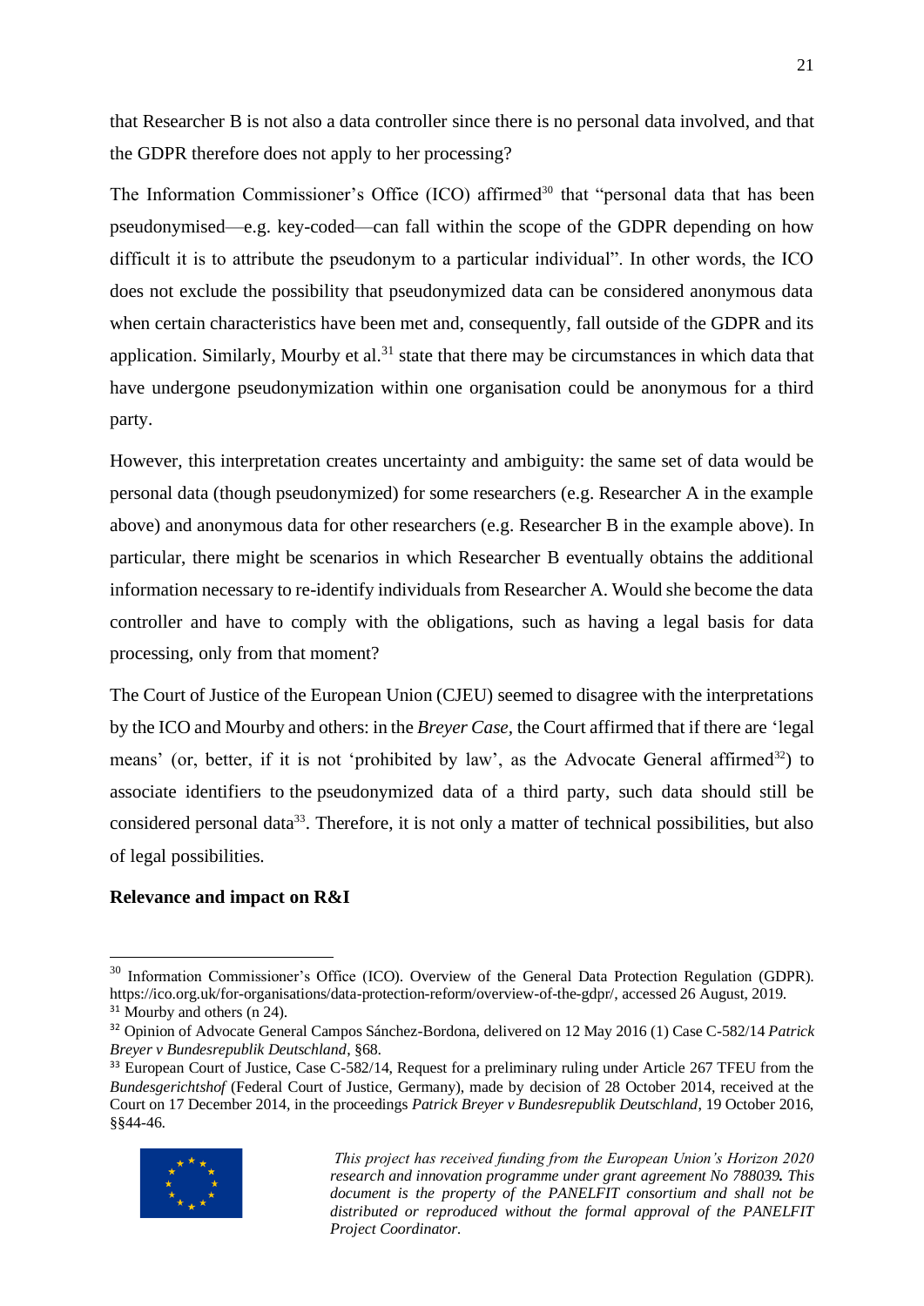that Researcher B is not also a data controller since there is no personal data involved, and that the GDPR therefore does not apply to her processing?

The Information Commissioner's Office (ICO) affirmed[30] that "personal data that has been pseudonymised—e.g. key-coded—can fall within the scope of the GDPR depending on how difficult it is to attribute the pseudonym to a particular individual". In other words, the ICO does not exclude the possibility that pseudonymized data can be considered anonymous data when certain characteristics have been met and, consequently, fall outside of the GDPR and its application. Similarly, Mourby et al.[31] state that there may be circumstances in which data that have undergone pseudonymization within one organisation could be anonymous for a third party.

However, this interpretation creates uncertainty and ambiguity: the same set of data would be personal data (though pseudonymized) for some researchers (e.g. Researcher A in the example above) and anonymous data for other researchers (e.g. Researcher B in the example above). In particular, there might be scenarios in which Researcher B eventually obtains the additional information necessary to re-identify individuals from Researcher A. Would she become the data controller and have to comply with the obligations, such as having a legal basis for data processing, only from that moment?

The Court of Justice of the European Union (CJEU) seemed to disagree with the interpretations by the ICO and Mourby and others: in the *Breyer Case*, the Court affirmed that if there are 'legal means' (or, better, if it is not 'prohibited by law', as the Advocate General affirmed[32]) to associate identifiers to the pseudonymized data of a third party, such data should still be considered personal data[33]. Therefore, it is not only a matter of technical possibilities, but also of legal possibilities.

**Relevance and impact on R&I**

---

[30] Information Commissioner's Office (ICO). Overview of the General Data Protection Regulation (GDPR). https://ico.org.uk/for-organisations/data-protection-reform/overview-of-the-gdpr/, accessed 26 August, 2019.

[31] Mourby and others (n 24).

[32] Opinion of Advocate General Campos Sánchez-Bordona, delivered on 12 May 2016 (1) Case C-582/14 *Patrick Breyer v Bundesrepublik Deutschland*, §68.

[33] European Court of Justice, Case C-582/14, Request for a preliminary ruling under Article 267 TFEU from the *Bundesgerichtshof* (Federal Court of Justice, Germany), made by decision of 28 October 2014, received at the Court on 17 December 2014, in the proceedings *Patrick Breyer v Bundesrepublik Deutschland*, 19 October 2016, §§44-46.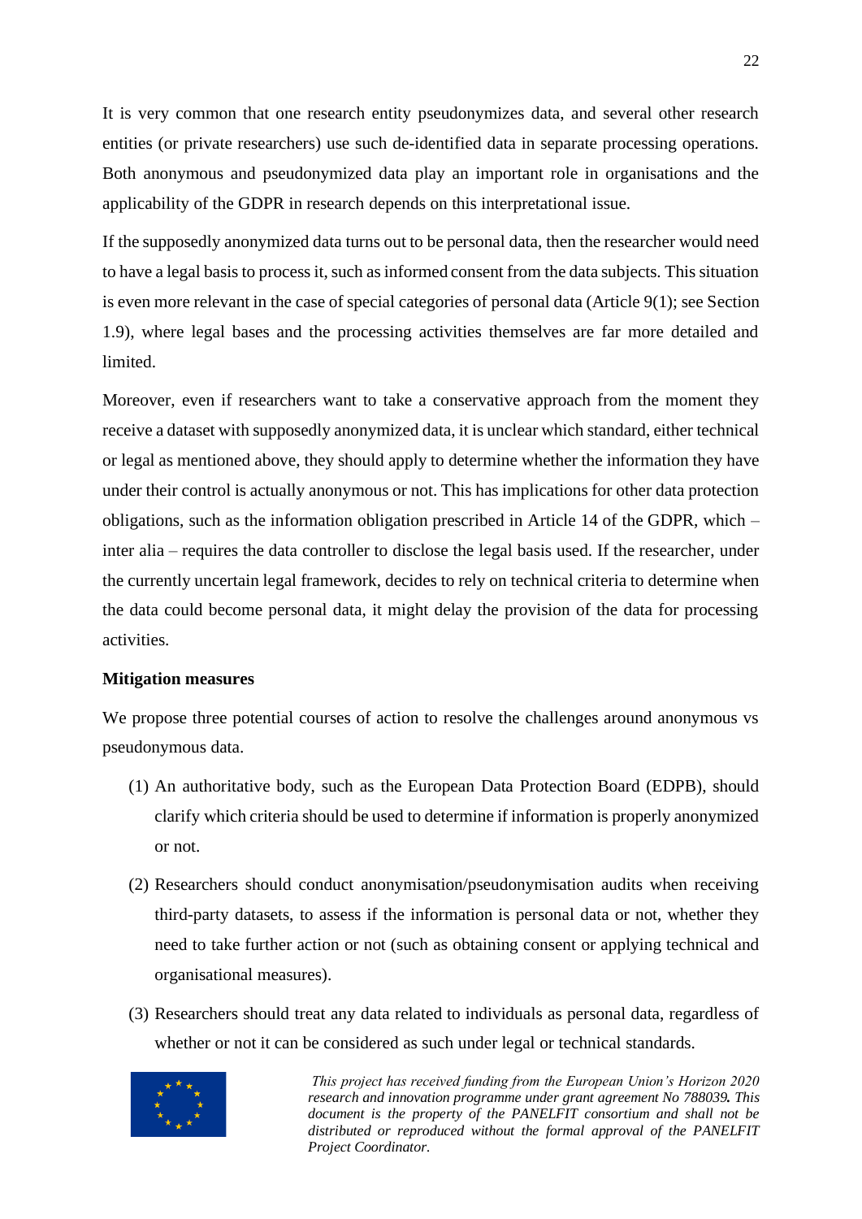It is very common that one research entity pseudonymizes data, and several other research entities (or private researchers) use such de-identified data in separate processing operations. Both anonymous and pseudonymized data play an important role in organisations and the applicability of the GDPR in research depends on this interpretational issue.

If the supposedly anonymized data turns out to be personal data, then the researcher would need to have a legal basis to process it, such as informed consent from the data subjects. This situation is even more relevant in the case of special categories of personal data (Article 9(1); see Section 1.9), where legal bases and the processing activities themselves are far more detailed and limited.

Moreover, even if researchers want to take a conservative approach from the moment they receive a dataset with supposedly anonymized data, it is unclear which standard, either technical or legal as mentioned above, they should apply to determine whether the information they have under their control is actually anonymous or not. This has implications for other data protection obligations, such as the information obligation prescribed in Article 14 of the GDPR, which – inter alia – requires the data controller to disclose the legal basis used. If the researcher, under the currently uncertain legal framework, decides to rely on technical criteria to determine when the data could become personal data, it might delay the provision of the data for processing activities.

**Mitigation measures**

We propose three potential courses of action to resolve the challenges around anonymous vs pseudonymous data.

(1) An authoritative body, such as the European Data Protection Board (EDPB), should clarify which criteria should be used to determine if information is properly anonymized or not.

(2) Researchers should conduct anonymisation/pseudonymisation audits when receiving third-party datasets, to assess if the information is personal data or not, whether they need to take further action or not (such as obtaining consent or applying technical and organisational measures).

(3) Researchers should treat any data related to individuals as personal data, regardless of whether or not it can be considered as such under legal or technical standards.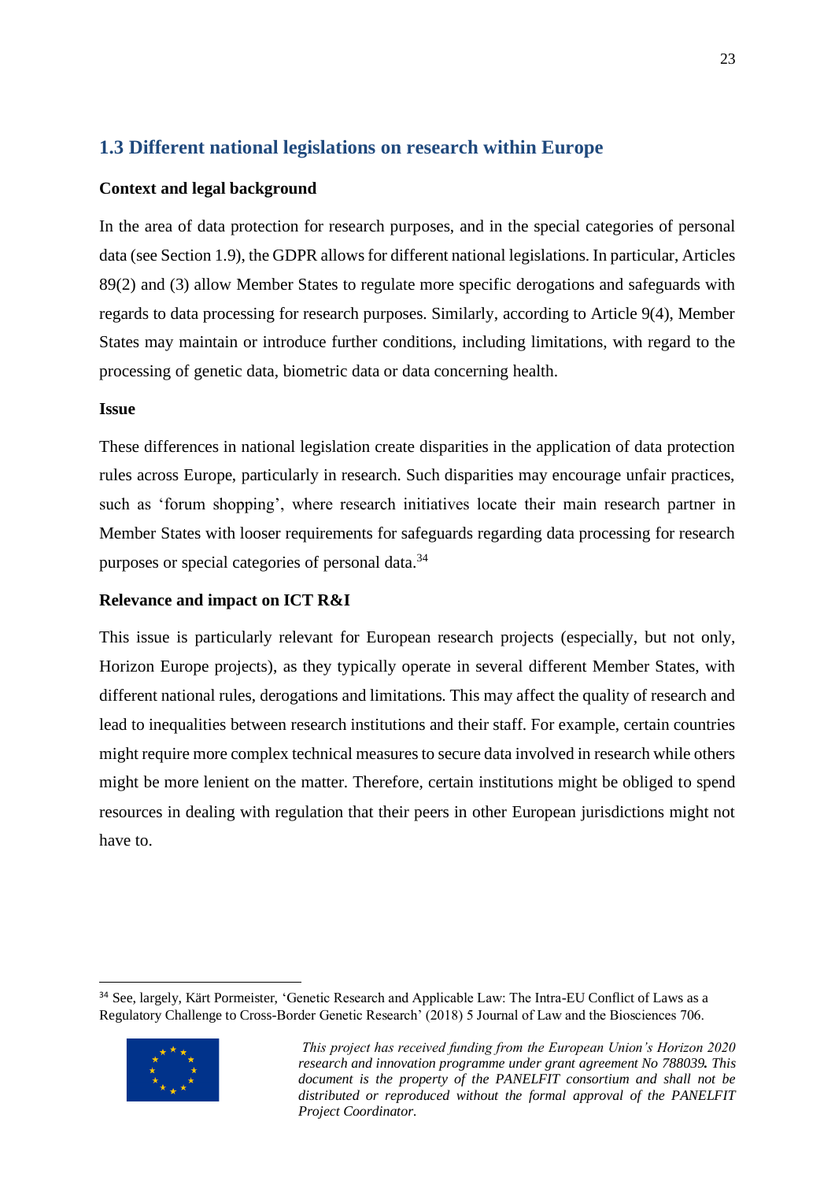## 1.3 Different national legislations on research within Europe

**Context and legal background**

In the area of data protection for research purposes, and in the special categories of personal data (see Section 1.9), the GDPR allows for different national legislations. In particular, Articles 89(2) and (3) allow Member States to regulate more specific derogations and safeguards with regards to data processing for research purposes. Similarly, according to Article 9(4), Member States may maintain or introduce further conditions, including limitations, with regard to the processing of genetic data, biometric data or data concerning health.

**Issue**

These differences in national legislation create disparities in the application of data protection rules across Europe, particularly in research. Such disparities may encourage unfair practices, such as 'forum shopping', where research initiatives locate their main research partner in Member States with looser requirements for safeguards regarding data processing for research purposes or special categories of personal data.[34]

**Relevance and impact on ICT R&I**

This issue is particularly relevant for European research projects (especially, but not only, Horizon Europe projects), as they typically operate in several different Member States, with different national rules, derogations and limitations. This may affect the quality of research and lead to inequalities between research institutions and their staff. For example, certain countries might require more complex technical measures to secure data involved in research while others might be more lenient on the matter. Therefore, certain institutions might be obliged to spend resources in dealing with regulation that their peers in other European jurisdictions might not have to.

---

[34] See, largely, Kärt Pormeister, 'Genetic Research and Applicable Law: The Intra-EU Conflict of Laws as a Regulatory Challenge to Cross-Border Genetic Research' (2018) 5 Journal of Law and the Biosciences 706.

*This project has received funding from the European Union's Horizon 2020 research and innovation programme under grant agreement No 788039. This document is the property of the PANELFIT consortium and shall not be distributed or reproduced without the formal approval of the PANELFIT Project Coordinator.*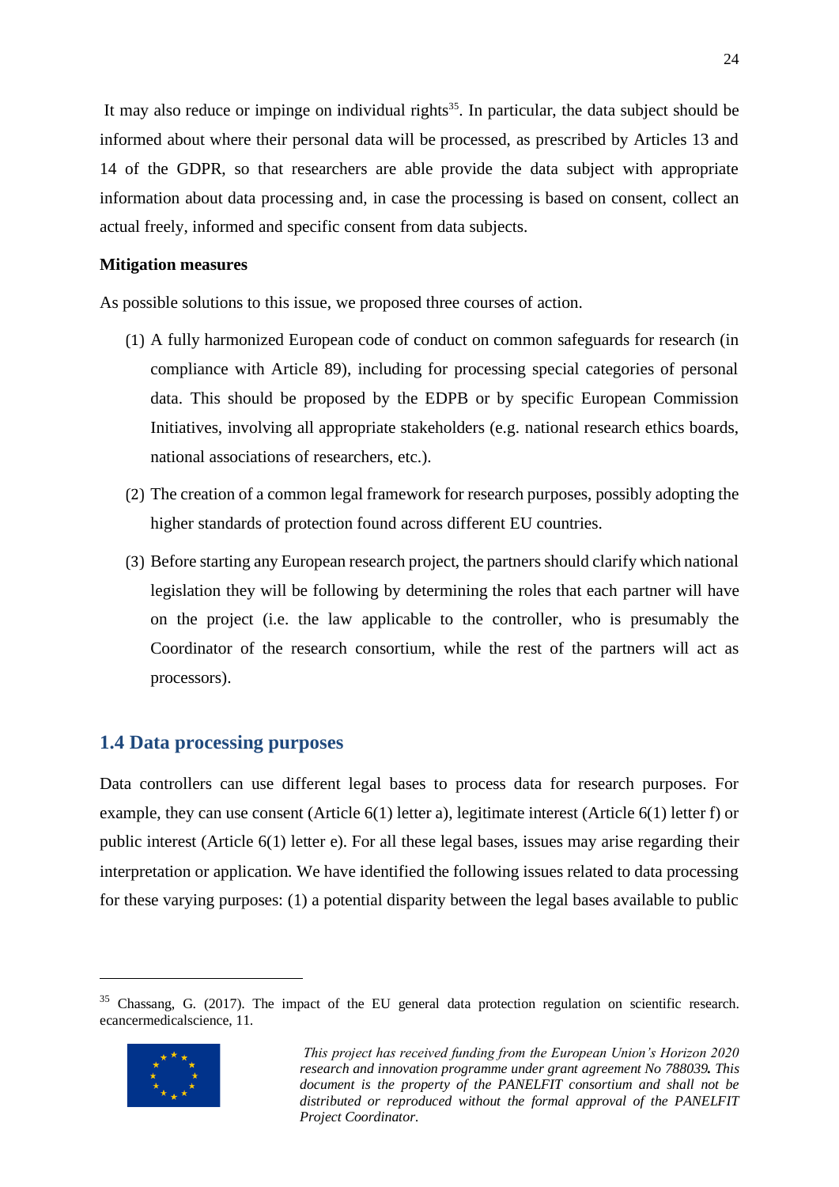It may also reduce or impinge on individual rights[35]. In particular, the data subject should be informed about where their personal data will be processed, as prescribed by Articles 13 and 14 of the GDPR, so that researchers are able provide the data subject with appropriate information about data processing and, in case the processing is based on consent, collect an actual freely, informed and specific consent from data subjects.

**Mitigation measures**

As possible solutions to this issue, we proposed three courses of action.

(1) A fully harmonized European code of conduct on common safeguards for research (in compliance with Article 89), including for processing special categories of personal data. This should be proposed by the EDPB or by specific European Commission Initiatives, involving all appropriate stakeholders (e.g. national research ethics boards, national associations of researchers, etc.).

(2) The creation of a common legal framework for research purposes, possibly adopting the higher standards of protection found across different EU countries.

(3) Before starting any European research project, the partners should clarify which national legislation they will be following by determining the roles that each partner will have on the project (i.e. the law applicable to the controller, who is presumably the Coordinator of the research consortium, while the rest of the partners will act as processors).

## 1.4 Data processing purposes

Data controllers can use different legal bases to process data for research purposes. For example, they can use consent (Article 6(1) letter a), legitimate interest (Article 6(1) letter f) or public interest (Article 6(1) letter e). For all these legal bases, issues may arise regarding their interpretation or application. We have identified the following issues related to data processing for these varying purposes: (1) a potential disparity between the legal bases available to public

[35] Chassang, G. (2017). The impact of the EU general data protection regulation on scientific research. ecancermedicalscience, 11.

*This project has received funding from the European Union's Horizon 2020 research and innovation programme under grant agreement No 788039. This document is the property of the PANELFIT consortium and shall not be distributed or reproduced without the formal approval of the PANELFIT Project Coordinator.*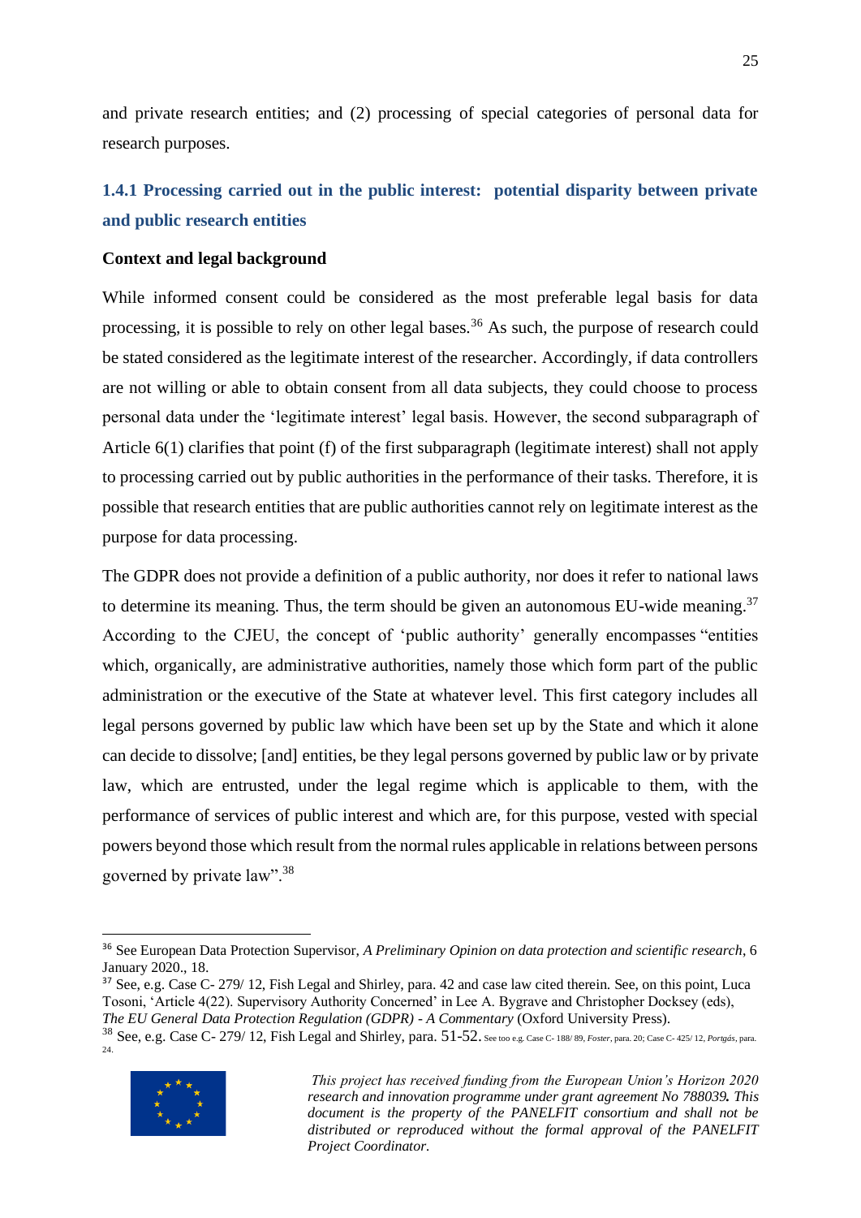and private research entities; and (2) processing of special categories of personal data for research purposes.

### 1.4.1 Processing carried out in the public interest: potential disparity between private and public research entities

**Context and legal background**

While informed consent could be considered as the most preferable legal basis for data processing, it is possible to rely on other legal bases.[36] As such, the purpose of research could be stated considered as the legitimate interest of the researcher. Accordingly, if data controllers are not willing or able to obtain consent from all data subjects, they could choose to process personal data under the 'legitimate interest' legal basis. However, the second subparagraph of Article 6(1) clarifies that point (f) of the first subparagraph (legitimate interest) shall not apply to processing carried out by public authorities in the performance of their tasks. Therefore, it is possible that research entities that are public authorities cannot rely on legitimate interest as the purpose for data processing.

The GDPR does not provide a definition of a public authority, nor does it refer to national laws to determine its meaning. Thus, the term should be given an autonomous EU-wide meaning.[37] According to the CJEU, the concept of 'public authority' generally encompasses "entities which, organically, are administrative authorities, namely those which form part of the public administration or the executive of the State at whatever level. This first category includes all legal persons governed by public law which have been set up by the State and which it alone can decide to dissolve; [and] entities, be they legal persons governed by public law or by private law, which are entrusted, under the legal regime which is applicable to them, with the performance of services of public interest and which are, for this purpose, vested with special powers beyond those which result from the normal rules applicable in relations between persons governed by private law".[38]

---

[36] See European Data Protection Supervisor, *A Preliminary Opinion on data protection and scientific research*, 6 January 2020., 18.

[37] See, e.g. Case C- 279/ 12, Fish Legal and Shirley, para. 42 and case law cited therein. See, on this point, Luca Tosoni, 'Article 4(22). Supervisory Authority Concerned' in Lee A. Bygrave and Christopher Docksey (eds), *The EU General Data Protection Regulation (GDPR) - A Commentary* (Oxford University Press).

[38] See, e.g. Case C- 279/ 12, Fish Legal and Shirley, para. 51-52. See too e.g. Case C- 188/ 89, *Foster*, para. 20; Case C- 425/ 12, *Portgás*, para. 24.

*This project has received funding from the European Union's Horizon 2020 research and innovation programme under grant agreement No 788039. This document is the property of the PANELFIT consortium and shall not be distributed or reproduced without the formal approval of the PANELFIT Project Coordinator.*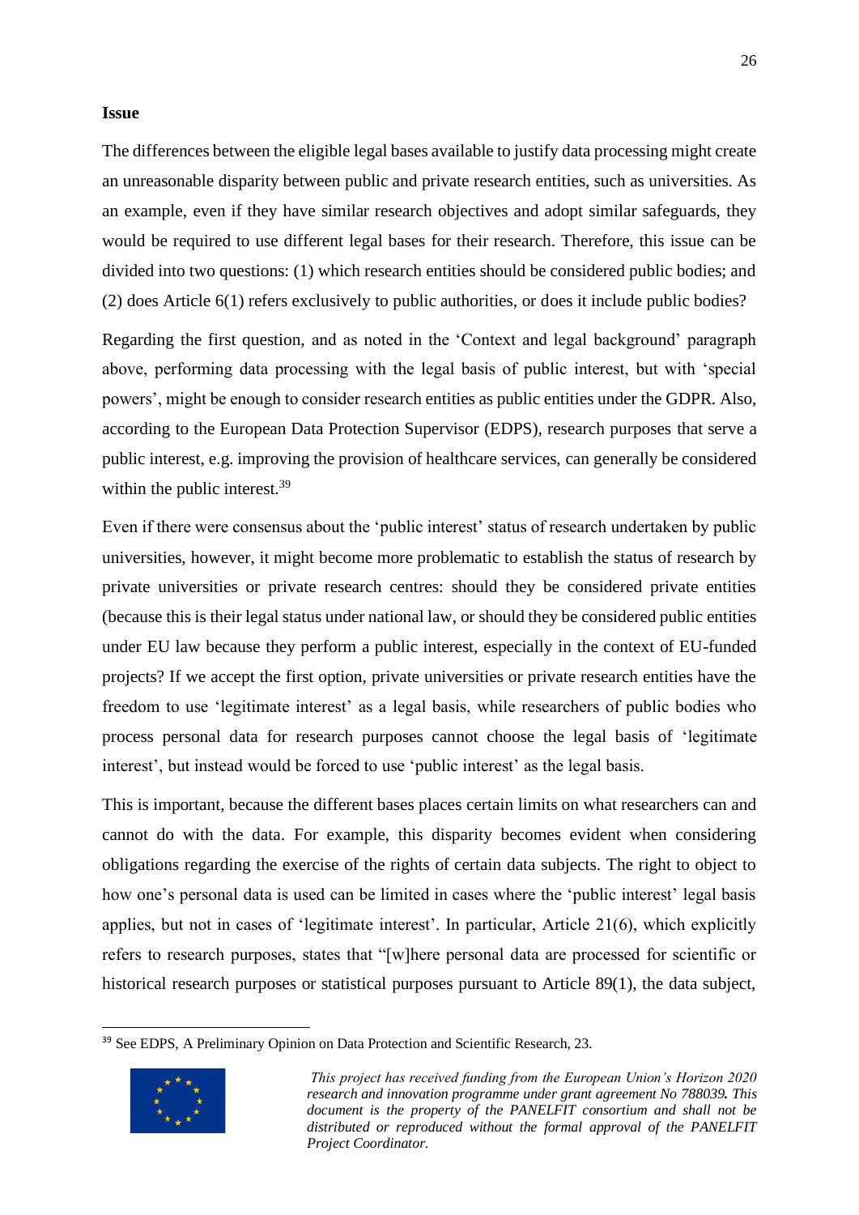**Issue**

The differences between the eligible legal bases available to justify data processing might create an unreasonable disparity between public and private research entities, such as universities. As an example, even if they have similar research objectives and adopt similar safeguards, they would be required to use different legal bases for their research. Therefore, this issue can be divided into two questions: (1) which research entities should be considered public bodies; and (2) does Article 6(1) refers exclusively to public authorities, or does it include public bodies?

Regarding the first question, and as noted in the 'Context and legal background' paragraph above, performing data processing with the legal basis of public interest, but with 'special powers', might be enough to consider research entities as public entities under the GDPR. Also, according to the European Data Protection Supervisor (EDPS), research purposes that serve a public interest, e.g. improving the provision of healthcare services, can generally be considered within the public interest.[39]

Even if there were consensus about the 'public interest' status of research undertaken by public universities, however, it might become more problematic to establish the status of research by private universities or private research centres: should they be considered private entities (because this is their legal status under national law, or should they be considered public entities under EU law because they perform a public interest, especially in the context of EU-funded projects? If we accept the first option, private universities or private research entities have the freedom to use 'legitimate interest' as a legal basis, while researchers of public bodies who process personal data for research purposes cannot choose the legal basis of 'legitimate interest', but instead would be forced to use 'public interest' as the legal basis.

This is important, because the different bases places certain limits on what researchers can and cannot do with the data. For example, this disparity becomes evident when considering obligations regarding the exercise of the rights of certain data subjects. The right to object to how one's personal data is used can be limited in cases where the 'public interest' legal basis applies, but not in cases of 'legitimate interest'. In particular, Article 21(6), which explicitly refers to research purposes, states that "[w]here personal data are processed for scientific or historical research purposes or statistical purposes pursuant to Article 89(1), the data subject,

---

[39] See EDPS, A Preliminary Opinion on Data Protection and Scientific Research, 23.

*This project has received funding from the European Union's Horizon 2020 research and innovation programme under grant agreement No 788039. This document is the property of the PANELFIT consortium and shall not be distributed or reproduced without the formal approval of the PANELFIT Project Coordinator.*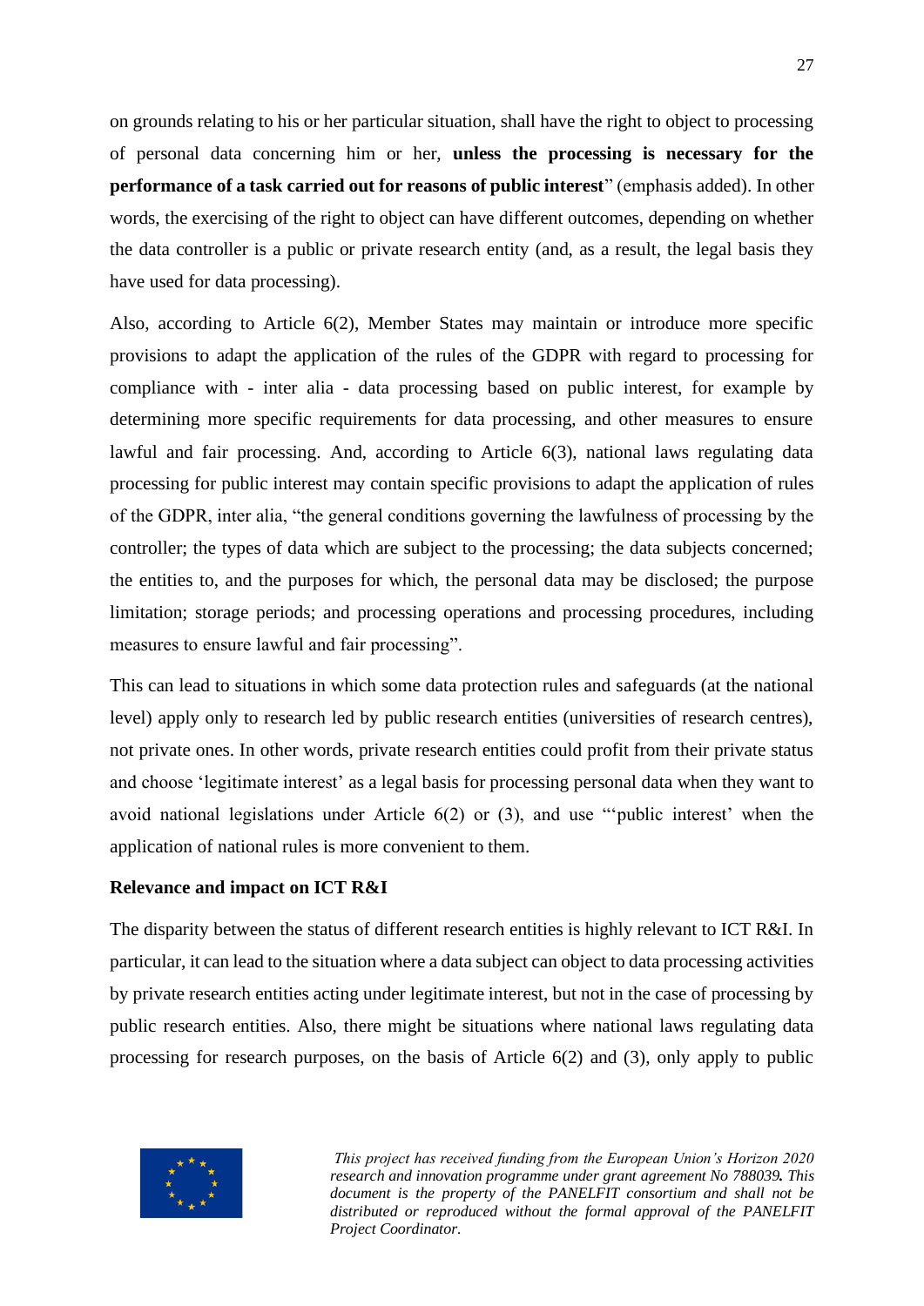on grounds relating to his or her particular situation, shall have the right to object to processing of personal data concerning him or her, **unless the processing is necessary for the performance of a task carried out for reasons of public interest**" (emphasis added). In other words, the exercising of the right to object can have different outcomes, depending on whether the data controller is a public or private research entity (and, as a result, the legal basis they have used for data processing).

Also, according to Article 6(2), Member States may maintain or introduce more specific provisions to adapt the application of the rules of the GDPR with regard to processing for compliance with - inter alia - data processing based on public interest, for example by determining more specific requirements for data processing, and other measures to ensure lawful and fair processing. And, according to Article 6(3), national laws regulating data processing for public interest may contain specific provisions to adapt the application of rules of the GDPR, inter alia, "the general conditions governing the lawfulness of processing by the controller; the types of data which are subject to the processing; the data subjects concerned; the entities to, and the purposes for which, the personal data may be disclosed; the purpose limitation; storage periods; and processing operations and processing procedures, including measures to ensure lawful and fair processing".

This can lead to situations in which some data protection rules and safeguards (at the national level) apply only to research led by public research entities (universities of research centres), not private ones. In other words, private research entities could profit from their private status and choose 'legitimate interest' as a legal basis for processing personal data when they want to avoid national legislations under Article 6(2) or (3), and use "'public interest' when the application of national rules is more convenient to them.

**Relevance and impact on ICT R&I**

The disparity between the status of different research entities is highly relevant to ICT R&I. In particular, it can lead to the situation where a data subject can object to data processing activities by private research entities acting under legitimate interest, but not in the case of processing by public research entities. Also, there might be situations where national laws regulating data processing for research purposes, on the basis of Article 6(2) and (3), only apply to public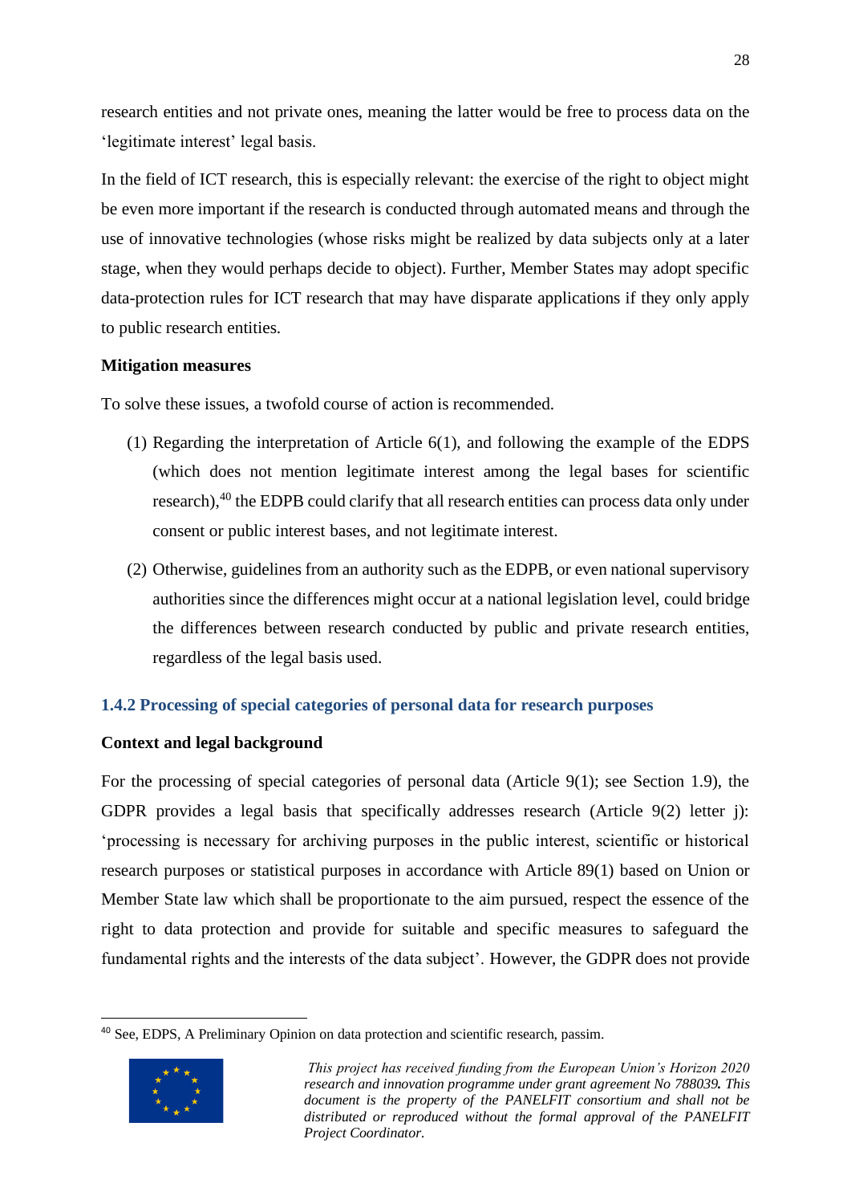research entities and not private ones, meaning the latter would be free to process data on the 'legitimate interest' legal basis.

In the field of ICT research, this is especially relevant: the exercise of the right to object might be even more important if the research is conducted through automated means and through the use of innovative technologies (whose risks might be realized by data subjects only at a later stage, when they would perhaps decide to object). Further, Member States may adopt specific data-protection rules for ICT research that may have disparate applications if they only apply to public research entities.

**Mitigation measures**

To solve these issues, a twofold course of action is recommended.

(1) Regarding the interpretation of Article 6(1), and following the example of the EDPS (which does not mention legitimate interest among the legal bases for scientific research),[40] the EDPB could clarify that all research entities can process data only under consent or public interest bases, and not legitimate interest.

(2) Otherwise, guidelines from an authority such as the EDPB, or even national supervisory authorities since the differences might occur at a national legislation level, could bridge the differences between research conducted by public and private research entities, regardless of the legal basis used.

### 1.4.2 Processing of special categories of personal data for research purposes

**Context and legal background**

For the processing of special categories of personal data (Article 9(1); see Section 1.9), the GDPR provides a legal basis that specifically addresses research (Article 9(2) letter j): 'processing is necessary for archiving purposes in the public interest, scientific or historical research purposes or statistical purposes in accordance with Article 89(1) based on Union or Member State law which shall be proportionate to the aim pursued, respect the essence of the right to data protection and provide for suitable and specific measures to safeguard the fundamental rights and the interests of the data subject'. However, the GDPR does not provide

[40] See, EDPS, A Preliminary Opinion on data protection and scientific research, passim.

*This project has received funding from the European Union's Horizon 2020 research and innovation programme under grant agreement No 788039. This document is the property of the PANELFIT consortium and shall not be distributed or reproduced without the formal approval of the PANELFIT Project Coordinator.*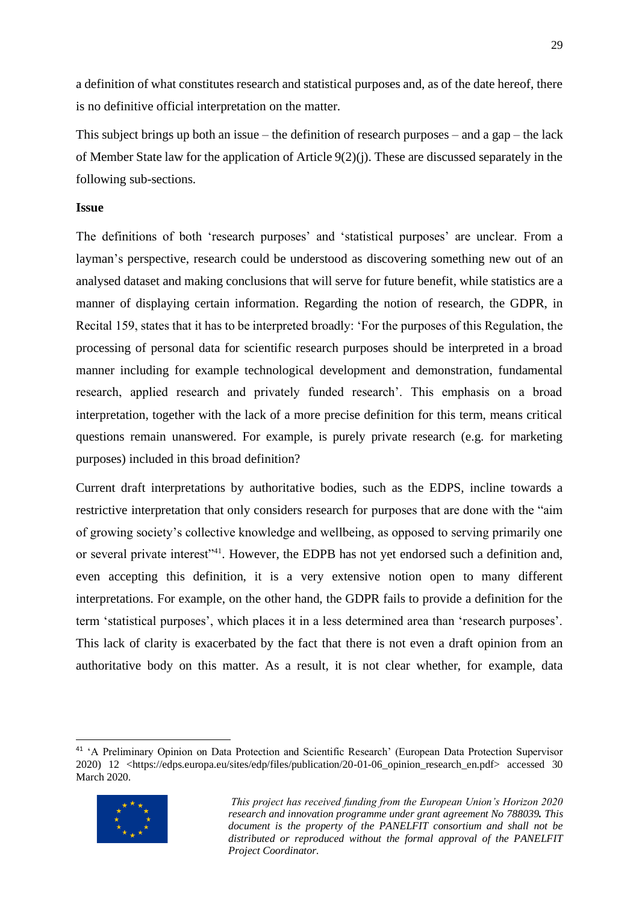a definition of what constitutes research and statistical purposes and, as of the date hereof, there is no definitive official interpretation on the matter.

This subject brings up both an issue – the definition of research purposes – and a gap – the lack of Member State law for the application of Article 9(2)(j). These are discussed separately in the following sub-sections.

**Issue**

The definitions of both 'research purposes' and 'statistical purposes' are unclear. From a layman's perspective, research could be understood as discovering something new out of an analysed dataset and making conclusions that will serve for future benefit, while statistics are a manner of displaying certain information. Regarding the notion of research, the GDPR, in Recital 159, states that it has to be interpreted broadly: 'For the purposes of this Regulation, the processing of personal data for scientific research purposes should be interpreted in a broad manner including for example technological development and demonstration, fundamental research, applied research and privately funded research'. This emphasis on a broad interpretation, together with the lack of a more precise definition for this term, means critical questions remain unanswered. For example, is purely private research (e.g. for marketing purposes) included in this broad definition?

Current draft interpretations by authoritative bodies, such as the EDPS, incline towards a restrictive interpretation that only considers research for purposes that are done with the "aim of growing society's collective knowledge and wellbeing, as opposed to serving primarily one or several private interest"[41]. However, the EDPB has not yet endorsed such a definition and, even accepting this definition, it is a very extensive notion open to many different interpretations. For example, on the other hand, the GDPR fails to provide a definition for the term 'statistical purposes', which places it in a less determined area than 'research purposes'. This lack of clarity is exacerbated by the fact that there is not even a draft opinion from an authoritative body on this matter. As a result, it is not clear whether, for example, data

[41] 'A Preliminary Opinion on Data Protection and Scientific Research' (European Data Protection Supervisor 2020) 12 <https://edps.europa.eu/sites/edp/files/publication/20-01-06_opinion_research_en.pdf> accessed 30 March 2020.

*This project has received funding from the European Union's Horizon 2020 research and innovation programme under grant agreement No 788039. This document is the property of the PANELFIT consortium and shall not be distributed or reproduced without the formal approval of the PANELFIT Project Coordinator.*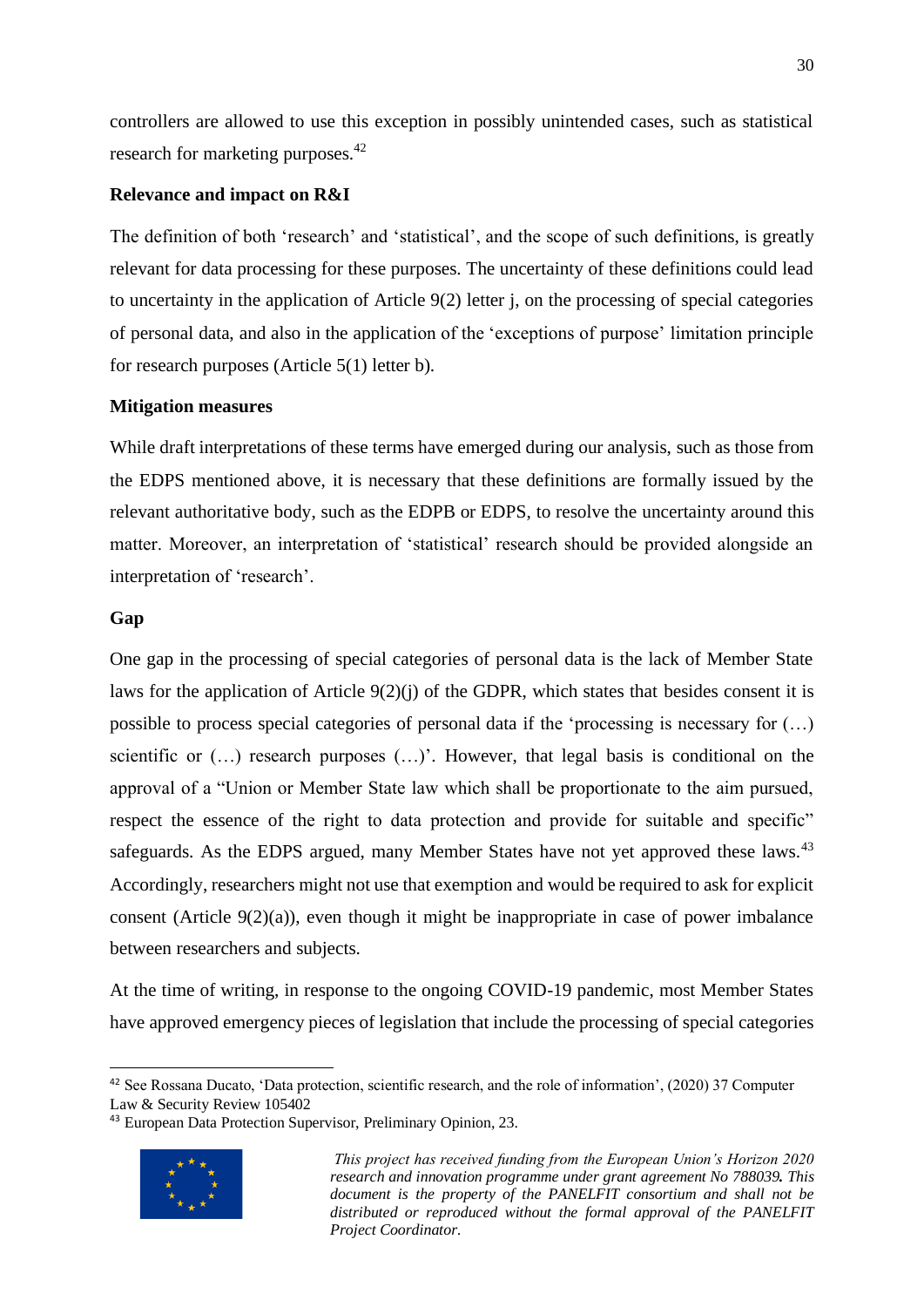controllers are allowed to use this exception in possibly unintended cases, such as statistical research for marketing purposes.[42]

**Relevance and impact on R&I**

The definition of both 'research' and 'statistical', and the scope of such definitions, is greatly relevant for data processing for these purposes. The uncertainty of these definitions could lead to uncertainty in the application of Article 9(2) letter j, on the processing of special categories of personal data, and also in the application of the 'exceptions of purpose' limitation principle for research purposes (Article 5(1) letter b).

**Mitigation measures**

While draft interpretations of these terms have emerged during our analysis, such as those from the EDPS mentioned above, it is necessary that these definitions are formally issued by the relevant authoritative body, such as the EDPB or EDPS, to resolve the uncertainty around this matter. Moreover, an interpretation of 'statistical' research should be provided alongside an interpretation of 'research'.

**Gap**

One gap in the processing of special categories of personal data is the lack of Member State laws for the application of Article 9(2)(j) of the GDPR, which states that besides consent it is possible to process special categories of personal data if the 'processing is necessary for (…) scientific or (…) research purposes (…)'. However, that legal basis is conditional on the approval of a "Union or Member State law which shall be proportionate to the aim pursued, respect the essence of the right to data protection and provide for suitable and specific" safeguards. As the EDPS argued, many Member States have not yet approved these laws.[43] Accordingly, researchers might not use that exemption and would be required to ask for explicit consent (Article 9(2)(a)), even though it might be inappropriate in case of power imbalance between researchers and subjects.

At the time of writing, in response to the ongoing COVID-19 pandemic, most Member States have approved emergency pieces of legislation that include the processing of special categories

[42] See Rossana Ducato, 'Data protection, scientific research, and the role of information', (2020) 37 Computer Law & Security Review 105402

[43] European Data Protection Supervisor, Preliminary Opinion, 23.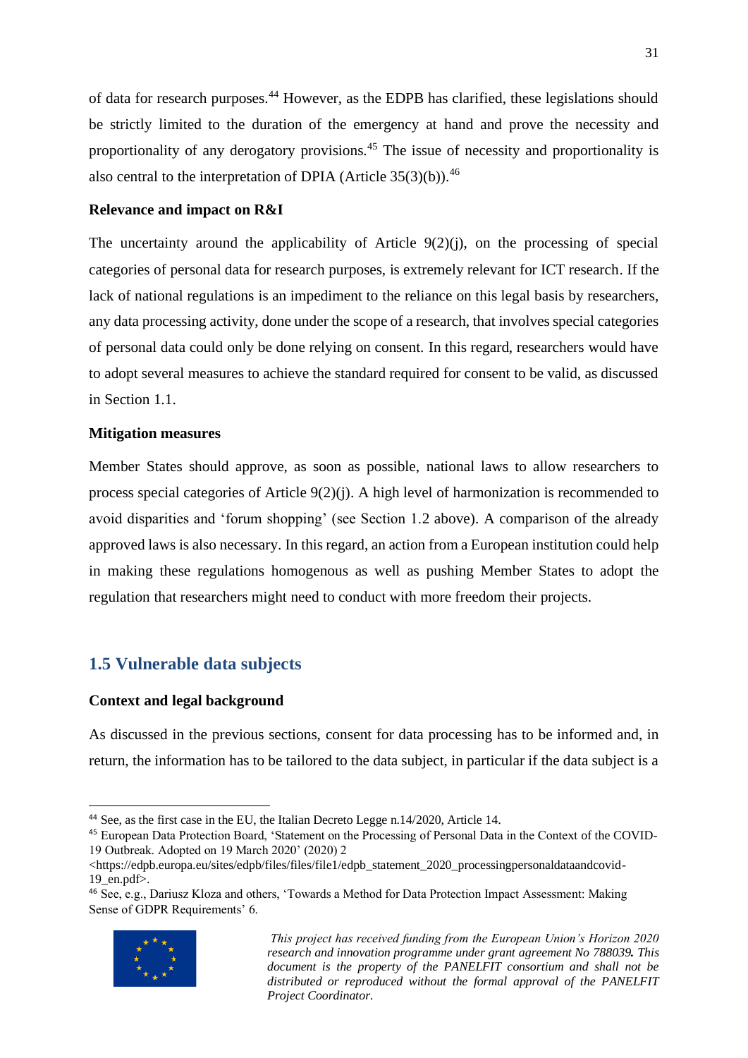of data for research purposes.[44] However, as the EDPB has clarified, these legislations should be strictly limited to the duration of the emergency at hand and prove the necessity and proportionality of any derogatory provisions.[45] The issue of necessity and proportionality is also central to the interpretation of DPIA (Article 35(3)(b)).[46]

**Relevance and impact on R&I**

The uncertainty around the applicability of Article 9(2)(j), on the processing of special categories of personal data for research purposes, is extremely relevant for ICT research. If the lack of national regulations is an impediment to the reliance on this legal basis by researchers, any data processing activity, done under the scope of a research, that involves special categories of personal data could only be done relying on consent. In this regard, researchers would have to adopt several measures to achieve the standard required for consent to be valid, as discussed in Section 1.1.

**Mitigation measures**

Member States should approve, as soon as possible, national laws to allow researchers to process special categories of Article 9(2)(j). A high level of harmonization is recommended to avoid disparities and 'forum shopping' (see Section 1.2 above). A comparison of the already approved laws is also necessary. In this regard, an action from a European institution could help in making these regulations homogenous as well as pushing Member States to adopt the regulation that researchers might need to conduct with more freedom their projects.

## 1.5 Vulnerable data subjects

**Context and legal background**

As discussed in the previous sections, consent for data processing has to be informed and, in return, the information has to be tailored to the data subject, in particular if the data subject is a

---

[44] See, as the first case in the EU, the Italian Decreto Legge n.14/2020, Article 14.

[45] European Data Protection Board, 'Statement on the Processing of Personal Data in the Context of the COVID-19 Outbreak. Adopted on 19 March 2020' (2020) 2 <https://edpb.europa.eu/sites/edpb/files/files/file1/edpb_statement_2020_processingpersonaldataandcovid-19_en.pdf>.

[46] See, e.g., Dariusz Kloza and others, 'Towards a Method for Data Protection Impact Assessment: Making Sense of GDPR Requirements' 6.

*This project has received funding from the European Union's Horizon 2020 research and innovation programme under grant agreement No 788039. This document is the property of the PANELFIT consortium and shall not be distributed or reproduced without the formal approval of the PANELFIT Project Coordinator.*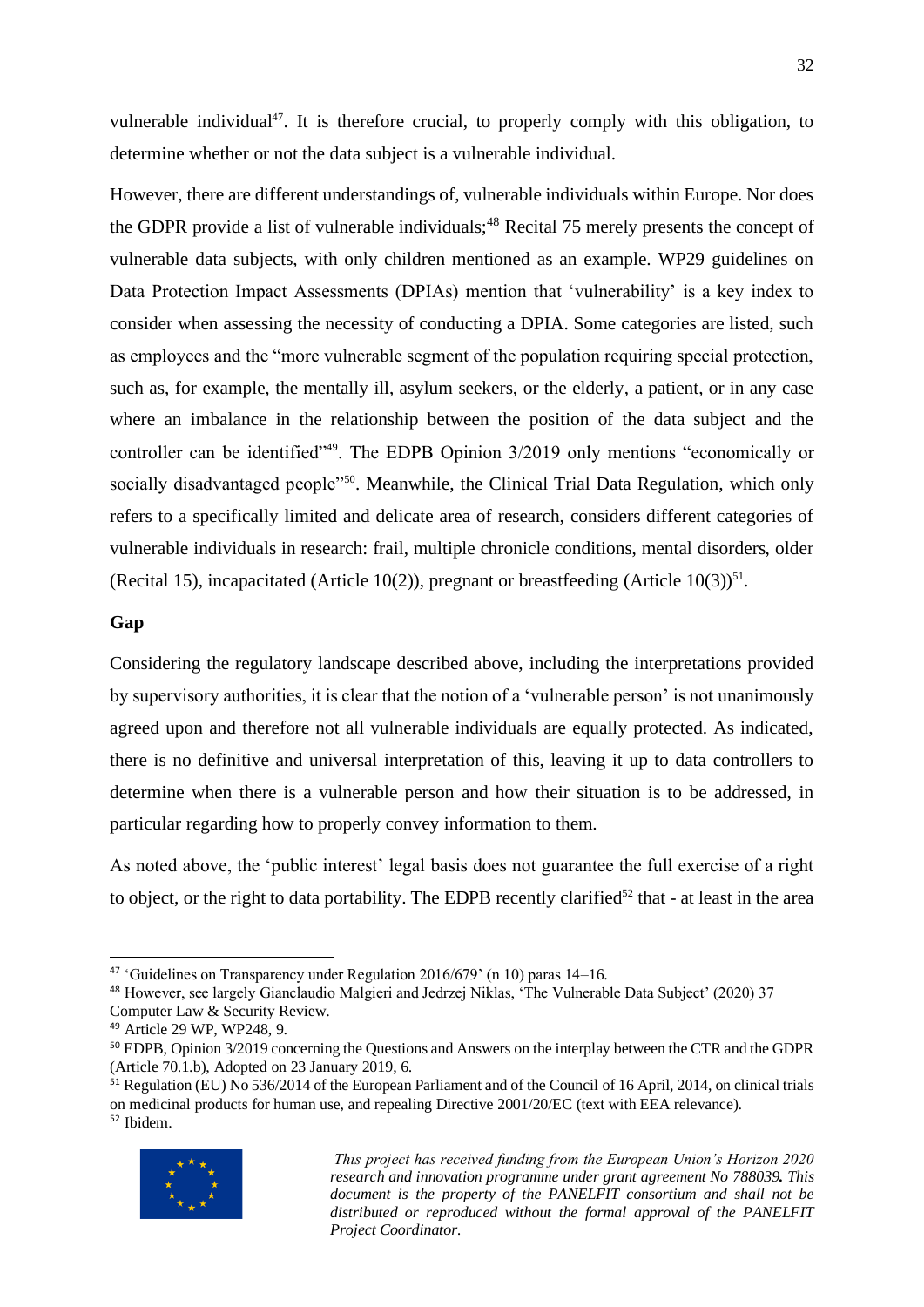vulnerable individual[47]. It is therefore crucial, to properly comply with this obligation, to determine whether or not the data subject is a vulnerable individual.

However, there are different understandings of, vulnerable individuals within Europe. Nor does the GDPR provide a list of vulnerable individuals;[48] Recital 75 merely presents the concept of vulnerable data subjects, with only children mentioned as an example. WP29 guidelines on Data Protection Impact Assessments (DPIAs) mention that 'vulnerability' is a key index to consider when assessing the necessity of conducting a DPIA. Some categories are listed, such as employees and the "more vulnerable segment of the population requiring special protection, such as, for example, the mentally ill, asylum seekers, or the elderly, a patient, or in any case where an imbalance in the relationship between the position of the data subject and the controller can be identified"[49]. The EDPB Opinion 3/2019 only mentions "economically or socially disadvantaged people"[50]. Meanwhile, the Clinical Trial Data Regulation, which only refers to a specifically limited and delicate area of research, considers different categories of vulnerable individuals in research: frail, multiple chronicle conditions, mental disorders, older (Recital 15), incapacitated (Article 10(2)), pregnant or breastfeeding (Article 10(3))[51].

**Gap**

Considering the regulatory landscape described above, including the interpretations provided by supervisory authorities, it is clear that the notion of a 'vulnerable person' is not unanimously agreed upon and therefore not all vulnerable individuals are equally protected. As indicated, there is no definitive and universal interpretation of this, leaving it up to data controllers to determine when there is a vulnerable person and how their situation is to be addressed, in particular regarding how to properly convey information to them.

As noted above, the 'public interest' legal basis does not guarantee the full exercise of a right to object, or the right to data portability. The EDPB recently clarified[52] that - at least in the area

---

[47] 'Guidelines on Transparency under Regulation 2016/679' (n 10) paras 14–16.

[48] However, see largely Gianclaudio Malgieri and Jedrzej Niklas, 'The Vulnerable Data Subject' (2020) 37 Computer Law & Security Review.

[49] Article 29 WP, WP248, 9.

[50] EDPB, Opinion 3/2019 concerning the Questions and Answers on the interplay between the CTR and the GDPR (Article 70.1.b), Adopted on 23 January 2019, 6.

[51] Regulation (EU) No 536/2014 of the European Parliament and of the Council of 16 April, 2014, on clinical trials on medicinal products for human use, and repealing Directive 2001/20/EC (text with EEA relevance).

[52] Ibidem.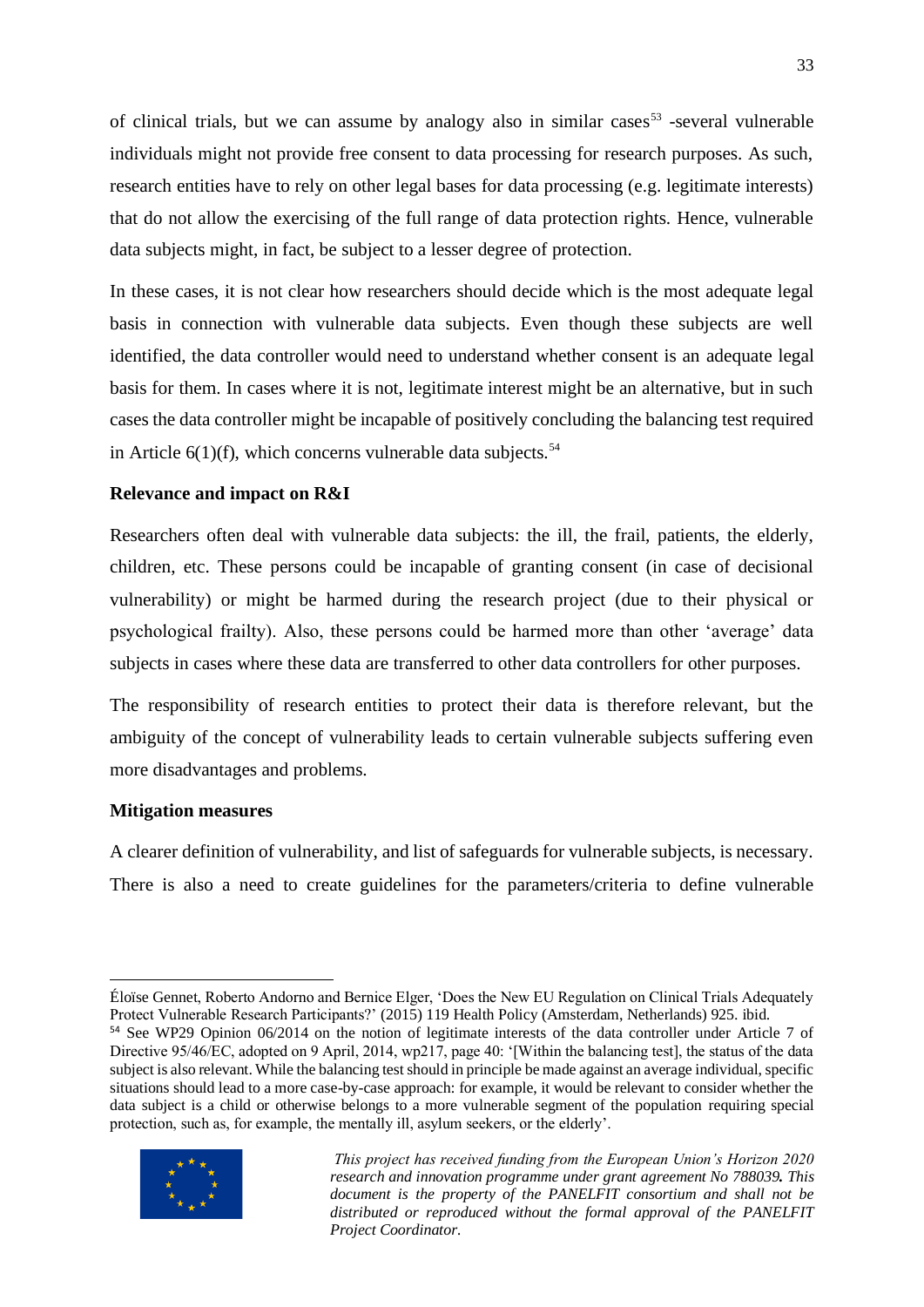of clinical trials, but we can assume by analogy also in similar cases[53] -several vulnerable individuals might not provide free consent to data processing for research purposes. As such, research entities have to rely on other legal bases for data processing (e.g. legitimate interests) that do not allow the exercising of the full range of data protection rights. Hence, vulnerable data subjects might, in fact, be subject to a lesser degree of protection.

In these cases, it is not clear how researchers should decide which is the most adequate legal basis in connection with vulnerable data subjects. Even though these subjects are well identified, the data controller would need to understand whether consent is an adequate legal basis for them. In cases where it is not, legitimate interest might be an alternative, but in such cases the data controller might be incapable of positively concluding the balancing test required in Article 6(1)(f), which concerns vulnerable data subjects.[54]

**Relevance and impact on R&I**

Researchers often deal with vulnerable data subjects: the ill, the frail, patients, the elderly, children, etc. These persons could be incapable of granting consent (in case of decisional vulnerability) or might be harmed during the research project (due to their physical or psychological frailty). Also, these persons could be harmed more than other 'average' data subjects in cases where these data are transferred to other data controllers for other purposes.

The responsibility of research entities to protect their data is therefore relevant, but the ambiguity of the concept of vulnerability leads to certain vulnerable subjects suffering even more disadvantages and problems.

**Mitigation measures**

A clearer definition of vulnerability, and list of safeguards for vulnerable subjects, is necessary. There is also a need to create guidelines for the parameters/criteria to define vulnerable

---

Éloïse Gennet, Roberto Andorno and Bernice Elger, 'Does the New EU Regulation on Clinical Trials Adequately Protect Vulnerable Research Participants?' (2015) 119 Health Policy (Amsterdam, Netherlands) 925. ibid.

[54] See WP29 Opinion 06/2014 on the notion of legitimate interests of the data controller under Article 7 of Directive 95/46/EC, adopted on 9 April, 2014, wp217, page 40: '[Within the balancing test], the status of the data subject is also relevant. While the balancing test should in principle be made against an average individual, specific situations should lead to a more case-by-case approach: for example, it would be relevant to consider whether the data subject is a child or otherwise belongs to a more vulnerable segment of the population requiring special protection, such as, for example, the mentally ill, asylum seekers, or the elderly'.

*This project has received funding from the European Union's Horizon 2020 research and innovation programme under grant agreement No 788039. This document is the property of the PANELFIT consortium and shall not be distributed or reproduced without the formal approval of the PANELFIT Project Coordinator.*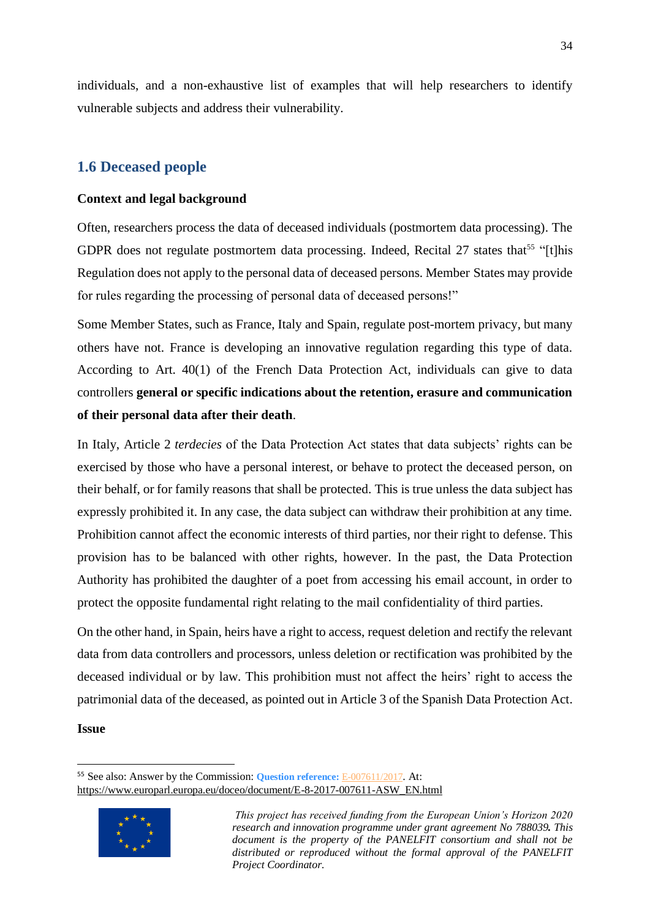individuals, and a non-exhaustive list of examples that will help researchers to identify vulnerable subjects and address their vulnerability.

## 1.6 Deceased people

**Context and legal background**

Often, researchers process the data of deceased individuals (postmortem data processing). The GDPR does not regulate postmortem data processing. Indeed, Recital 27 states that[55] "[t]his Regulation does not apply to the personal data of deceased persons. Member States may provide for rules regarding the processing of personal data of deceased persons!"

Some Member States, such as France, Italy and Spain, regulate post-mortem privacy, but many others have not. France is developing an innovative regulation regarding this type of data. According to Art. 40(1) of the French Data Protection Act, individuals can give to data controllers **general or specific indications about the retention, erasure and communication of their personal data after their death**.

In Italy, Article 2 *terdecies* of the Data Protection Act states that data subjects' rights can be exercised by those who have a personal interest, or behave to protect the deceased person, on their behalf, or for family reasons that shall be protected. This is true unless the data subject has expressly prohibited it. In any case, the data subject can withdraw their prohibition at any time. Prohibition cannot affect the economic interests of third parties, nor their right to defense. This provision has to be balanced with other rights, however. In the past, the Data Protection Authority has prohibited the daughter of a poet from accessing his email account, in order to protect the opposite fundamental right relating to the mail confidentiality of third parties.

On the other hand, in Spain, heirs have a right to access, request deletion and rectify the relevant data from data controllers and processors, unless deletion or rectification was prohibited by the deceased individual or by law. This prohibition must not affect the heirs' right to access the patrimonial data of the deceased, as pointed out in Article 3 of the Spanish Data Protection Act.

**Issue**

---

[55] See also: Answer by the Commission: **Question reference:** E-007611/2017. At: https://www.europarl.europa.eu/doceo/document/E-8-2017-007611-ASW_EN.html

*This project has received funding from the European Union's Horizon 2020 research and innovation programme under grant agreement No 788039. This document is the property of the PANELFIT consortium and shall not be distributed or reproduced without the formal approval of the PANELFIT Project Coordinator.*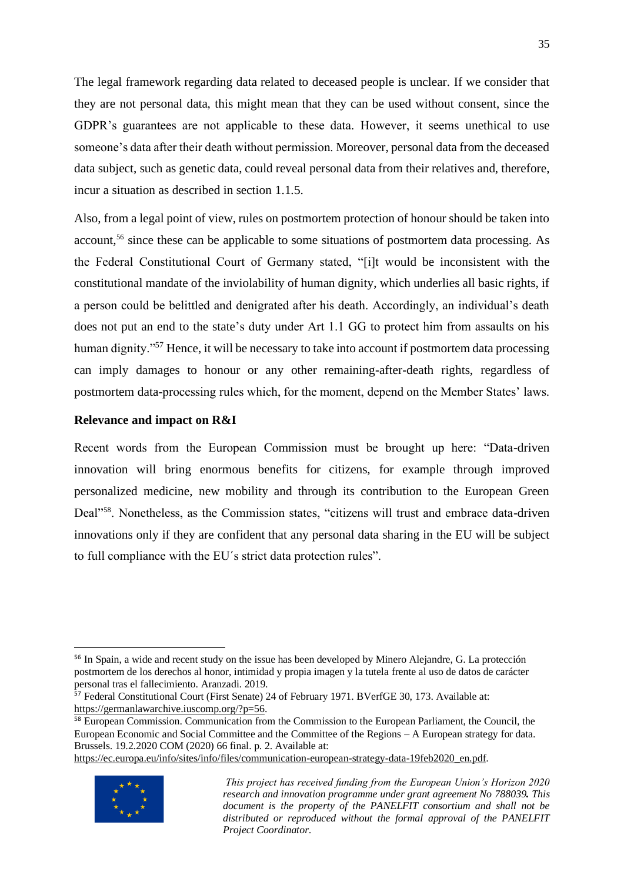The legal framework regarding data related to deceased people is unclear. If we consider that they are not personal data, this might mean that they can be used without consent, since the GDPR's guarantees are not applicable to these data. However, it seems unethical to use someone's data after their death without permission. Moreover, personal data from the deceased data subject, such as genetic data, could reveal personal data from their relatives and, therefore, incur a situation as described in section 1.1.5.

Also, from a legal point of view, rules on postmortem protection of honour should be taken into account,[56] since these can be applicable to some situations of postmortem data processing. As the Federal Constitutional Court of Germany stated, "[i]t would be inconsistent with the constitutional mandate of the inviolability of human dignity, which underlies all basic rights, if a person could be belittled and denigrated after his death. Accordingly, an individual's death does not put an end to the state's duty under Art 1.1 GG to protect him from assaults on his human dignity."[57] Hence, it will be necessary to take into account if postmortem data processing can imply damages to honour or any other remaining-after-death rights, regardless of postmortem data-processing rules which, for the moment, depend on the Member States' laws.

**Relevance and impact on R&I**

Recent words from the European Commission must be brought up here: "Data-driven innovation will bring enormous benefits for citizens, for example through improved personalized medicine, new mobility and through its contribution to the European Green Deal"[58]. Nonetheless, as the Commission states, "citizens will trust and embrace data-driven innovations only if they are confident that any personal data sharing in the EU will be subject to full compliance with the EU´s strict data protection rules".

---

[56] In Spain, a wide and recent study on the issue has been developed by Minero Alejandre, G. La protección postmortem de los derechos al honor, intimidad y propia imagen y la tutela frente al uso de datos de carácter personal tras el fallecimiento. Aranzadi. 2019.

[57] Federal Constitutional Court (First Senate) 24 of February 1971. BVerfGE 30, 173. Available at: https://germanlawarchive.iuscomp.org/?p=56.

[58] European Commission. Communication from the Commission to the European Parliament, the Council, the European Economic and Social Committee and the Committee of the Regions – A European strategy for data. Brussels. 19.2.2020 COM (2020) 66 final. p. 2. Available at: https://ec.europa.eu/info/sites/info/files/communication-european-strategy-data-19feb2020_en.pdf.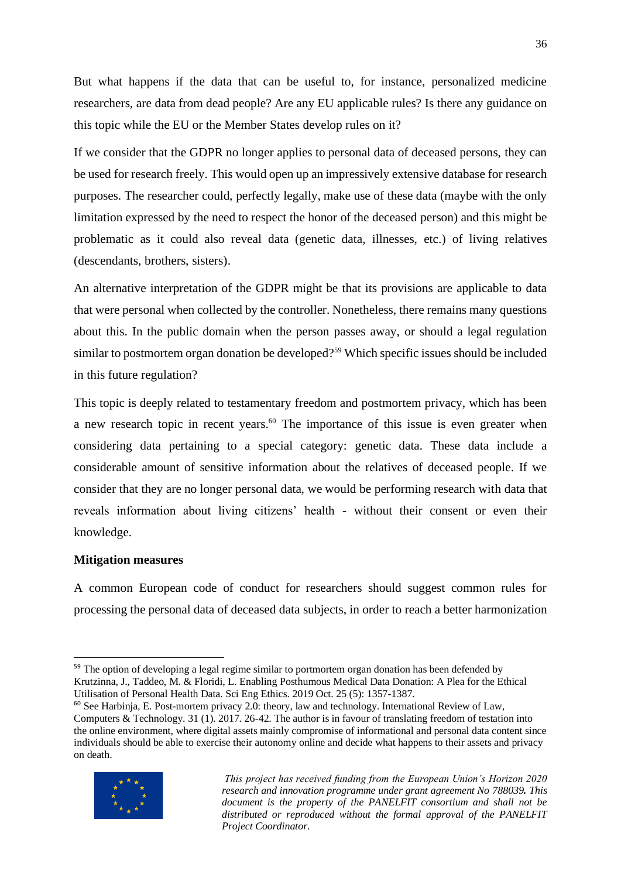But what happens if the data that can be useful to, for instance, personalized medicine researchers, are data from dead people? Are any EU applicable rules? Is there any guidance on this topic while the EU or the Member States develop rules on it?

If we consider that the GDPR no longer applies to personal data of deceased persons, they can be used for research freely. This would open up an impressively extensive database for research purposes. The researcher could, perfectly legally, make use of these data (maybe with the only limitation expressed by the need to respect the honor of the deceased person) and this might be problematic as it could also reveal data (genetic data, illnesses, etc.) of living relatives (descendants, brothers, sisters).

An alternative interpretation of the GDPR might be that its provisions are applicable to data that were personal when collected by the controller. Nonetheless, there remains many questions about this. In the public domain when the person passes away, or should a legal regulation similar to postmortem organ donation be developed?[59] Which specific issues should be included in this future regulation?

This topic is deeply related to testamentary freedom and postmortem privacy, which has been a new research topic in recent years.[60] The importance of this issue is even greater when considering data pertaining to a special category: genetic data. These data include a considerable amount of sensitive information about the relatives of deceased people. If we consider that they are no longer personal data, we would be performing research with data that reveals information about living citizens' health - without their consent or even their knowledge.

**Mitigation measures**

A common European code of conduct for researchers should suggest common rules for processing the personal data of deceased data subjects, in order to reach a better harmonization

---

[59] The option of developing a legal regime similar to portmortem organ donation has been defended by Krutzinna, J., Taddeo, M. & Floridi, L. Enabling Posthumous Medical Data Donation: A Plea for the Ethical Utilisation of Personal Health Data. Sci Eng Ethics. 2019 Oct. 25 (5): 1357-1387.

[60] See Harbinja, E. Post-mortem privacy 2.0: theory, law and technology. International Review of Law, Computers & Technology. 31 (1). 2017. 26-42. The author is in favour of translating freedom of testation into the online environment, where digital assets mainly compromise of informational and personal data content since individuals should be able to exercise their autonomy online and decide what happens to their assets and privacy on death.

*This project has received funding from the European Union's Horizon 2020 research and innovation programme under grant agreement No 788039. This document is the property of the PANELFIT consortium and shall not be distributed or reproduced without the formal approval of the PANELFIT Project Coordinator.*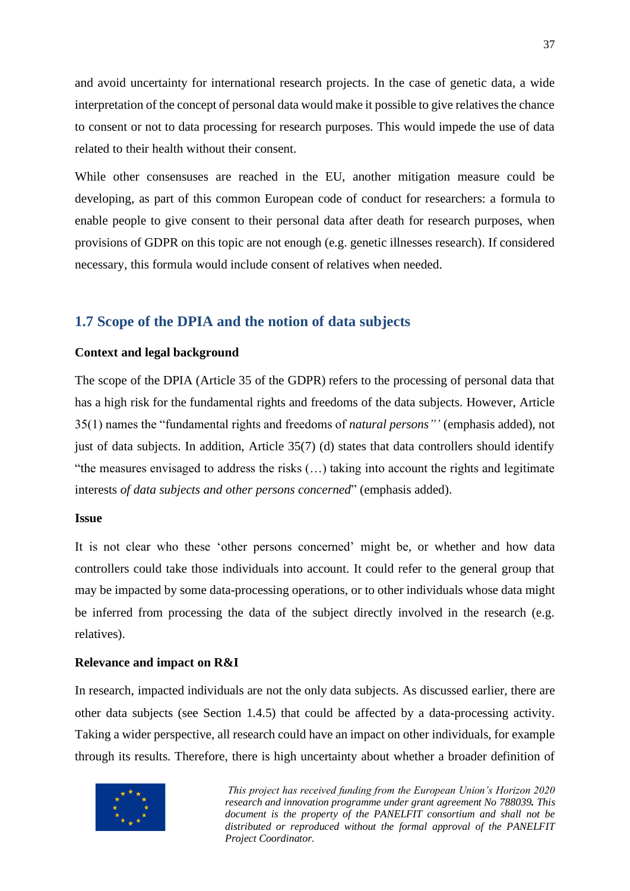and avoid uncertainty for international research projects. In the case of genetic data, a wide interpretation of the concept of personal data would make it possible to give relatives the chance to consent or not to data processing for research purposes. This would impede the use of data related to their health without their consent.

While other consensuses are reached in the EU, another mitigation measure could be developing, as part of this common European code of conduct for researchers: a formula to enable people to give consent to their personal data after death for research purposes, when provisions of GDPR on this topic are not enough (e.g. genetic illnesses research). If considered necessary, this formula would include consent of relatives when needed.

## 1.7 Scope of the DPIA and the notion of data subjects

**Context and legal background**

The scope of the DPIA (Article 35 of the GDPR) refers to the processing of personal data that has a high risk for the fundamental rights and freedoms of the data subjects. However, Article 35(1) names the "fundamental rights and freedoms of *natural persons*" (emphasis added), not just of data subjects. In addition, Article 35(7) (d) states that data controllers should identify "the measures envisaged to address the risks (…) taking into account the rights and legitimate interests *of data subjects and other persons concerned*" (emphasis added).

**Issue**

It is not clear who these 'other persons concerned' might be, or whether and how data controllers could take those individuals into account. It could refer to the general group that may be impacted by some data-processing operations, or to other individuals whose data might be inferred from processing the data of the subject directly involved in the research (e.g. relatives).

**Relevance and impact on R&I**

In research, impacted individuals are not the only data subjects. As discussed earlier, there are other data subjects (see Section 1.4.5) that could be affected by a data-processing activity. Taking a wider perspective, all research could have an impact on other individuals, for example through its results. Therefore, there is high uncertainty about whether a broader definition of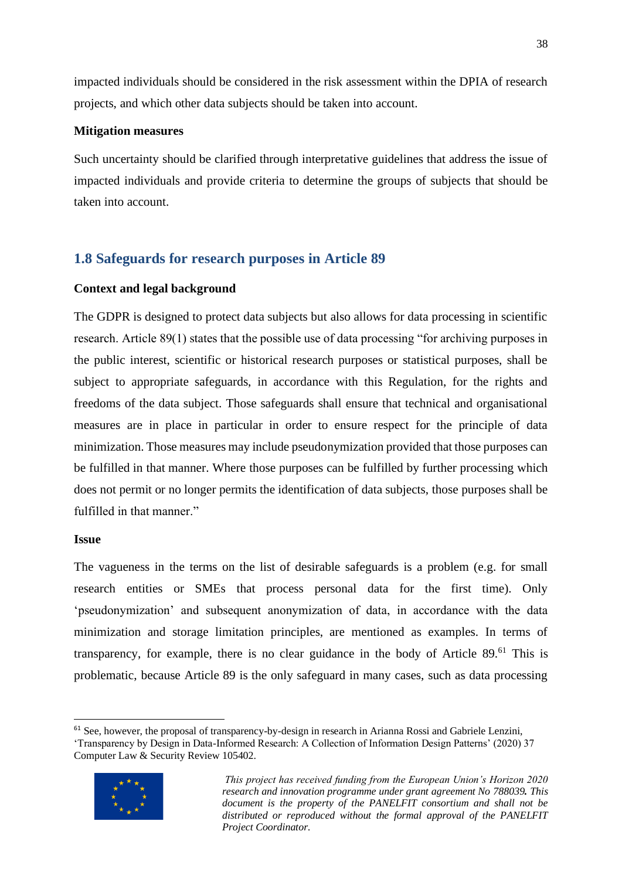impacted individuals should be considered in the risk assessment within the DPIA of research projects, and which other data subjects should be taken into account.

**Mitigation measures**

Such uncertainty should be clarified through interpretative guidelines that address the issue of impacted individuals and provide criteria to determine the groups of subjects that should be taken into account.

## 1.8 Safeguards for research purposes in Article 89

**Context and legal background**

The GDPR is designed to protect data subjects but also allows for data processing in scientific research. Article 89(1) states that the possible use of data processing "for archiving purposes in the public interest, scientific or historical research purposes or statistical purposes, shall be subject to appropriate safeguards, in accordance with this Regulation, for the rights and freedoms of the data subject. Those safeguards shall ensure that technical and organisational measures are in place in particular in order to ensure respect for the principle of data minimization. Those measures may include pseudonymization provided that those purposes can be fulfilled in that manner. Where those purposes can be fulfilled by further processing which does not permit or no longer permits the identification of data subjects, those purposes shall be fulfilled in that manner."

**Issue**

The vagueness in the terms on the list of desirable safeguards is a problem (e.g. for small research entities or SMEs that process personal data for the first time). Only 'pseudonymization' and subsequent anonymization of data, in accordance with the data minimization and storage limitation principles, are mentioned as examples. In terms of transparency, for example, there is no clear guidance in the body of Article 89.[61] This is problematic, because Article 89 is the only safeguard in many cases, such as data processing

[61] See, however, the proposal of transparency-by-design in research in Arianna Rossi and Gabriele Lenzini, 'Transparency by Design in Data-Informed Research: A Collection of Information Design Patterns' (2020) 37 Computer Law & Security Review 105402.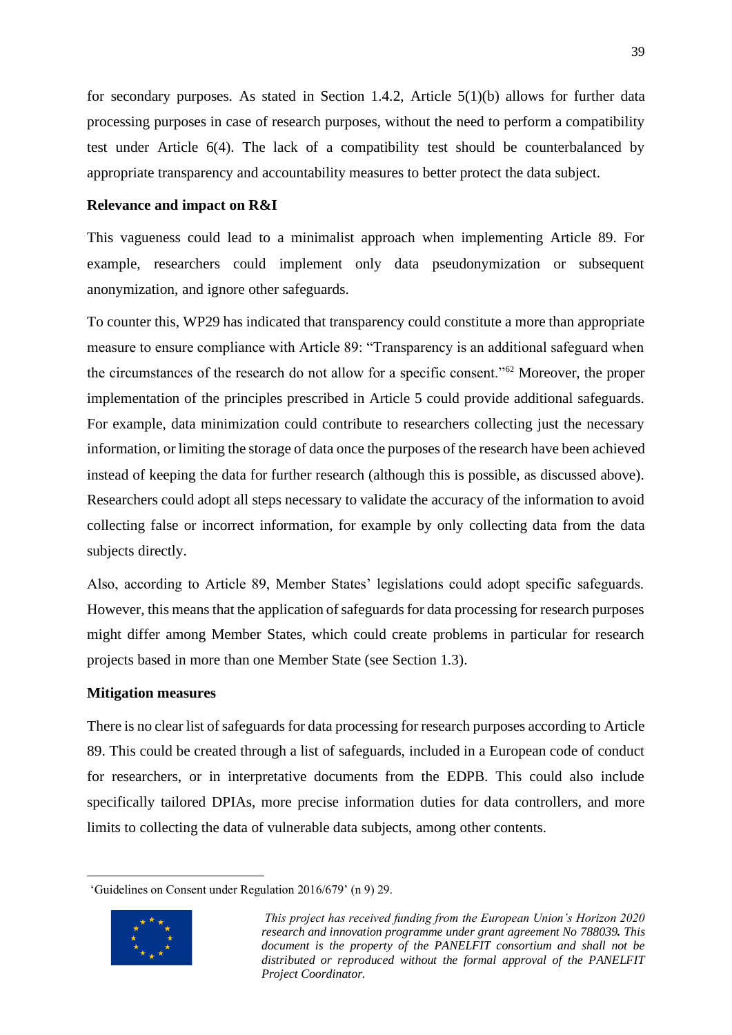for secondary purposes. As stated in Section 1.4.2, Article 5(1)(b) allows for further data processing purposes in case of research purposes, without the need to perform a compatibility test under Article 6(4). The lack of a compatibility test should be counterbalanced by appropriate transparency and accountability measures to better protect the data subject.

**Relevance and impact on R&I**

This vagueness could lead to a minimalist approach when implementing Article 89. For example, researchers could implement only data pseudonymization or subsequent anonymization, and ignore other safeguards.

To counter this, WP29 has indicated that transparency could constitute a more than appropriate measure to ensure compliance with Article 89: "Transparency is an additional safeguard when the circumstances of the research do not allow for a specific consent."[62] Moreover, the proper implementation of the principles prescribed in Article 5 could provide additional safeguards. For example, data minimization could contribute to researchers collecting just the necessary information, or limiting the storage of data once the purposes of the research have been achieved instead of keeping the data for further research (although this is possible, as discussed above). Researchers could adopt all steps necessary to validate the accuracy of the information to avoid collecting false or incorrect information, for example by only collecting data from the data subjects directly.

Also, according to Article 89, Member States' legislations could adopt specific safeguards. However, this means that the application of safeguards for data processing for research purposes might differ among Member States, which could create problems in particular for research projects based in more than one Member State (see Section 1.3).

**Mitigation measures**

There is no clear list of safeguards for data processing for research purposes according to Article 89. This could be created through a list of safeguards, included in a European code of conduct for researchers, or in interpretative documents from the EDPB. This could also include specifically tailored DPIAs, more precise information duties for data controllers, and more limits to collecting the data of vulnerable data subjects, among other contents.

---

[62] 'Guidelines on Consent under Regulation 2016/679' (n 9) 29.

*This project has received funding from the European Union's Horizon 2020 research and innovation programme under grant agreement No 788039. This document is the property of the PANELFIT consortium and shall not be distributed or reproduced without the formal approval of the PANELFIT Project Coordinator.*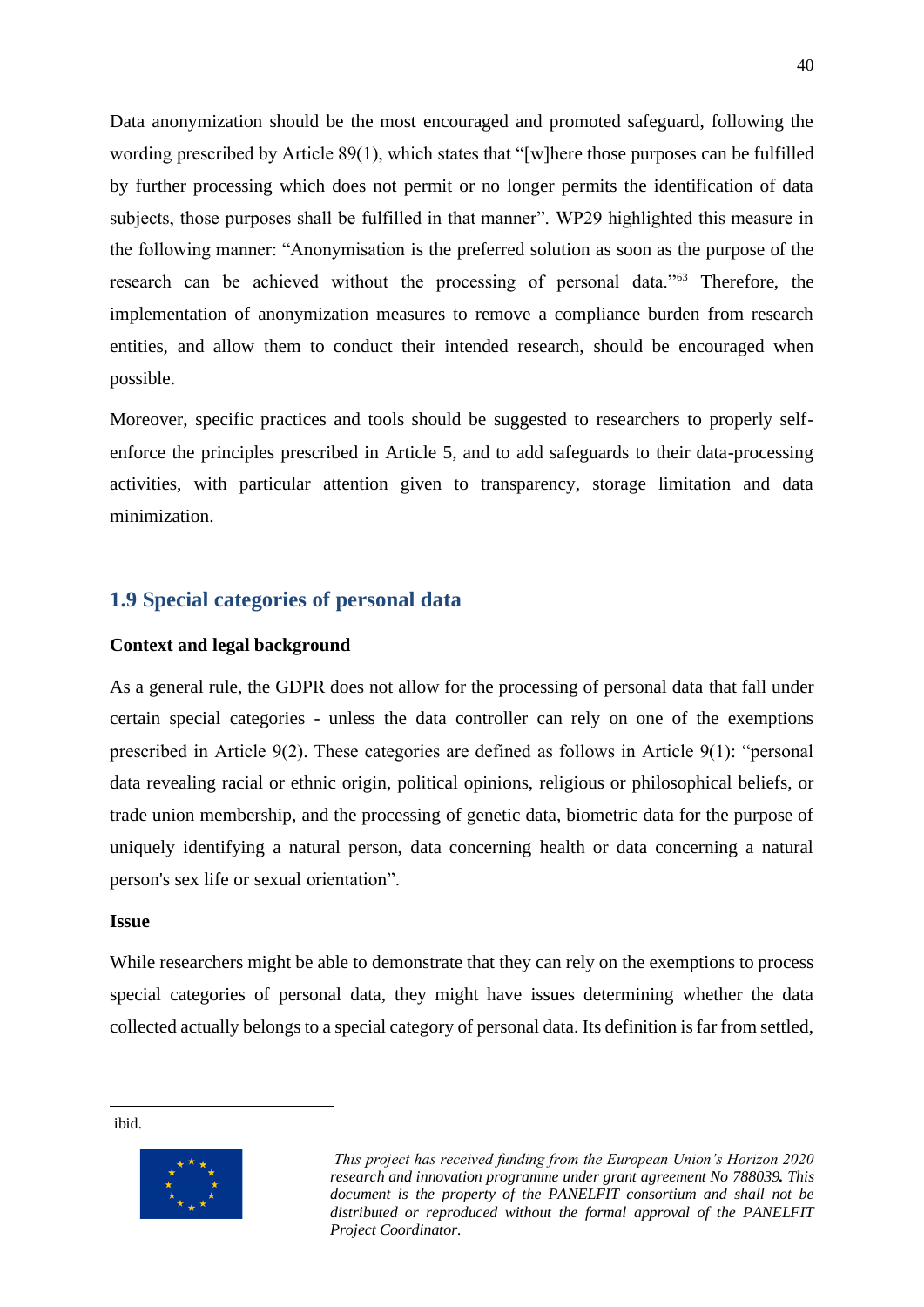Data anonymization should be the most encouraged and promoted safeguard, following the wording prescribed by Article 89(1), which states that "[w]here those purposes can be fulfilled by further processing which does not permit or no longer permits the identification of data subjects, those purposes shall be fulfilled in that manner". WP29 highlighted this measure in the following manner: "Anonymisation is the preferred solution as soon as the purpose of the research can be achieved without the processing of personal data."[63] Therefore, the implementation of anonymization measures to remove a compliance burden from research entities, and allow them to conduct their intended research, should be encouraged when possible.

Moreover, specific practices and tools should be suggested to researchers to properly self-enforce the principles prescribed in Article 5, and to add safeguards to their data-processing activities, with particular attention given to transparency, storage limitation and data minimization.

## 1.9 Special categories of personal data

**Context and legal background**

As a general rule, the GDPR does not allow for the processing of personal data that fall under certain special categories - unless the data controller can rely on one of the exemptions prescribed in Article 9(2). These categories are defined as follows in Article 9(1): "personal data revealing racial or ethnic origin, political opinions, religious or philosophical beliefs, or trade union membership, and the processing of genetic data, biometric data for the purpose of uniquely identifying a natural person, data concerning health or data concerning a natural person's sex life or sexual orientation".

**Issue**

While researchers might be able to demonstrate that they can rely on the exemptions to process special categories of personal data, they might have issues determining whether the data collected actually belongs to a special category of personal data. Its definition is far from settled,

---

ibid.

*This project has received funding from the European Union's Horizon 2020 research and innovation programme under grant agreement No 788039. This document is the property of the PANELFIT consortium and shall not be distributed or reproduced without the formal approval of the PANELFIT Project Coordinator.*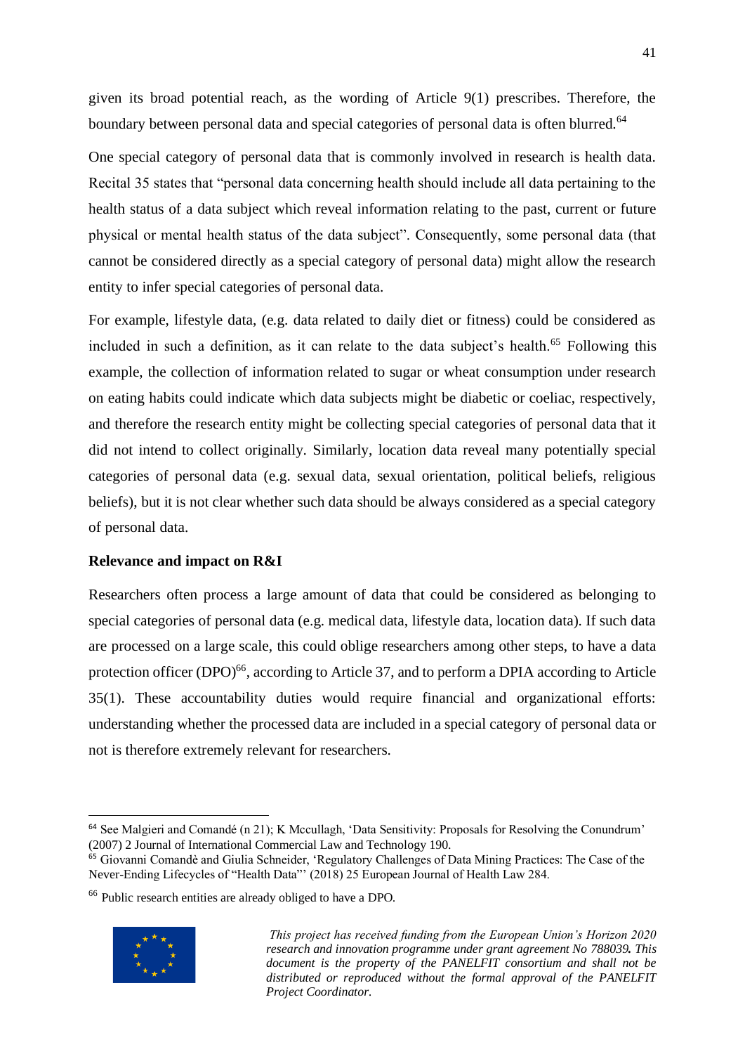given its broad potential reach, as the wording of Article 9(1) prescribes. Therefore, the boundary between personal data and special categories of personal data is often blurred.[64]

One special category of personal data that is commonly involved in research is health data. Recital 35 states that "personal data concerning health should include all data pertaining to the health status of a data subject which reveal information relating to the past, current or future physical or mental health status of the data subject". Consequently, some personal data (that cannot be considered directly as a special category of personal data) might allow the research entity to infer special categories of personal data.

For example, lifestyle data, (e.g. data related to daily diet or fitness) could be considered as included in such a definition, as it can relate to the data subject's health.[65] Following this example, the collection of information related to sugar or wheat consumption under research on eating habits could indicate which data subjects might be diabetic or coeliac, respectively, and therefore the research entity might be collecting special categories of personal data that it did not intend to collect originally. Similarly, location data reveal many potentially special categories of personal data (e.g. sexual data, sexual orientation, political beliefs, religious beliefs), but it is not clear whether such data should be always considered as a special category of personal data.

**Relevance and impact on R&I**

Researchers often process a large amount of data that could be considered as belonging to special categories of personal data (e.g. medical data, lifestyle data, location data). If such data are processed on a large scale, this could oblige researchers among other steps, to have a data protection officer (DPO)[66], according to Article 37, and to perform a DPIA according to Article 35(1). These accountability duties would require financial and organizational efforts: understanding whether the processed data are included in a special category of personal data or not is therefore extremely relevant for researchers.

---

[64] See Malgieri and Comandé (n 21); K Mccullagh, 'Data Sensitivity: Proposals for Resolving the Conundrum' (2007) 2 Journal of International Commercial Law and Technology 190.

[65] Giovanni Comandè and Giulia Schneider, 'Regulatory Challenges of Data Mining Practices: The Case of the Never-Ending Lifecycles of "Health Data"' (2018) 25 European Journal of Health Law 284.

[66] Public research entities are already obliged to have a DPO.

*This project has received funding from the European Union's Horizon 2020 research and innovation programme under grant agreement No 788039. This document is the property of the PANELFIT consortium and shall not be distributed or reproduced without the formal approval of the PANELFIT Project Coordinator.*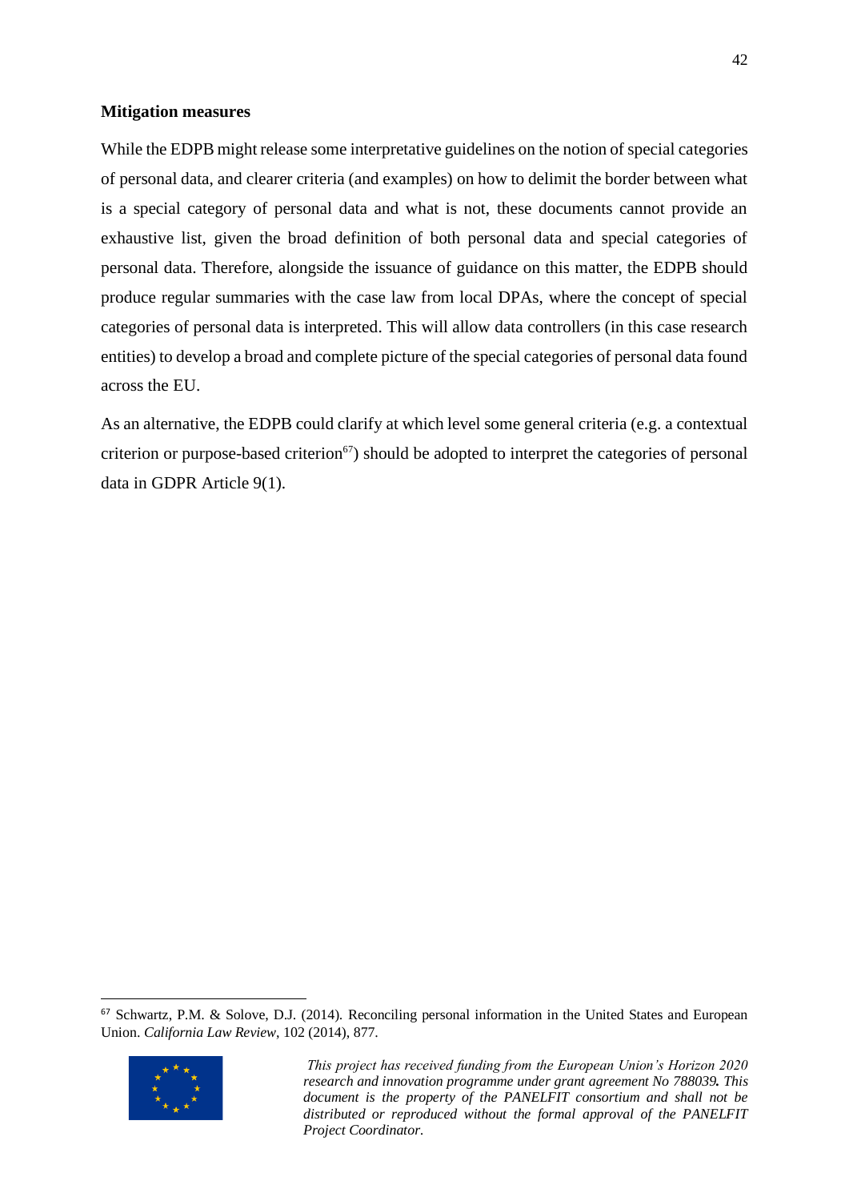**Mitigation measures**

While the EDPB might release some interpretative guidelines on the notion of special categories of personal data, and clearer criteria (and examples) on how to delimit the border between what is a special category of personal data and what is not, these documents cannot provide an exhaustive list, given the broad definition of both personal data and special categories of personal data. Therefore, alongside the issuance of guidance on this matter, the EDPB should produce regular summaries with the case law from local DPAs, where the concept of special categories of personal data is interpreted. This will allow data controllers (in this case research entities) to develop a broad and complete picture of the special categories of personal data found across the EU.

As an alternative, the EDPB could clarify at which level some general criteria (e.g. a contextual criterion or purpose-based criterion[67]) should be adopted to interpret the categories of personal data in GDPR Article 9(1).

[67] Schwartz, P.M. & Solove, D.J. (2014). Reconciling personal information in the United States and European Union. *California Law Review*, 102 (2014), 877.

*This project has received funding from the European Union's Horizon 2020 research and innovation programme under grant agreement No 788039. This document is the property of the PANELFIT consortium and shall not be distributed or reproduced without the formal approval of the PANELFIT Project Coordinator.*